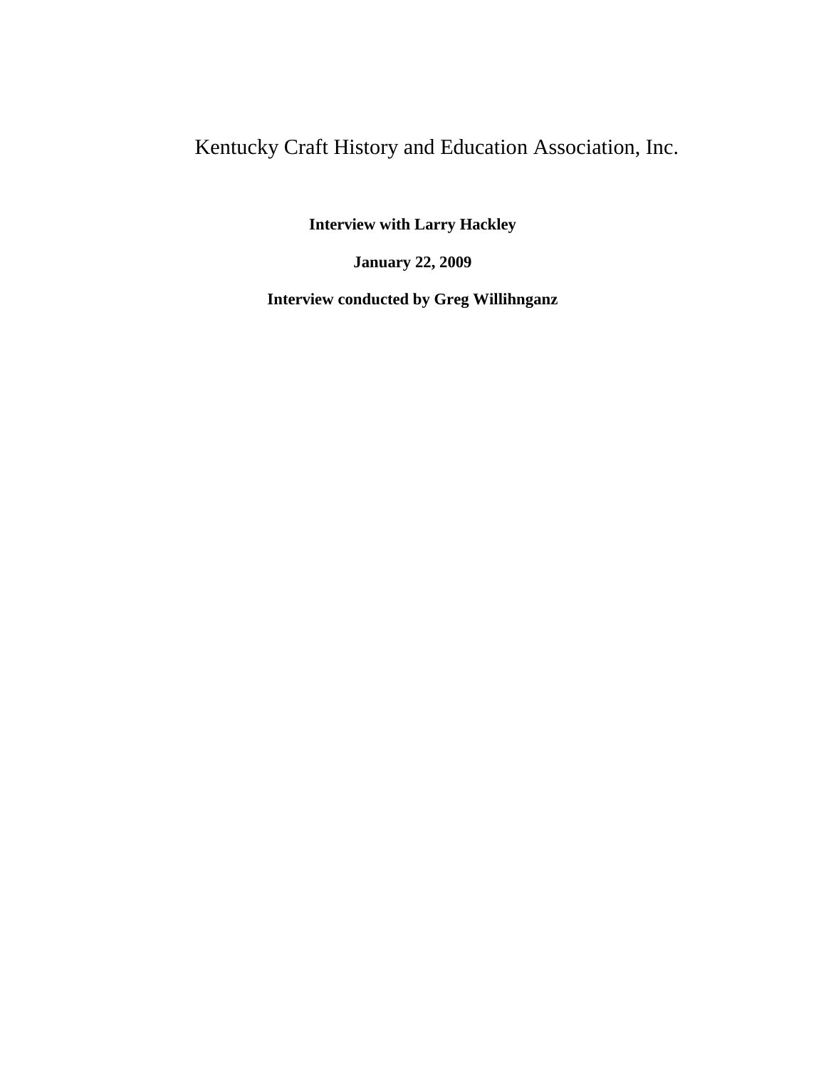# Kentucky Craft History and Education Association, Inc.

**Interview with Larry Hackley**

**January 22, 2009**

**Interview conducted by Greg Willihnganz**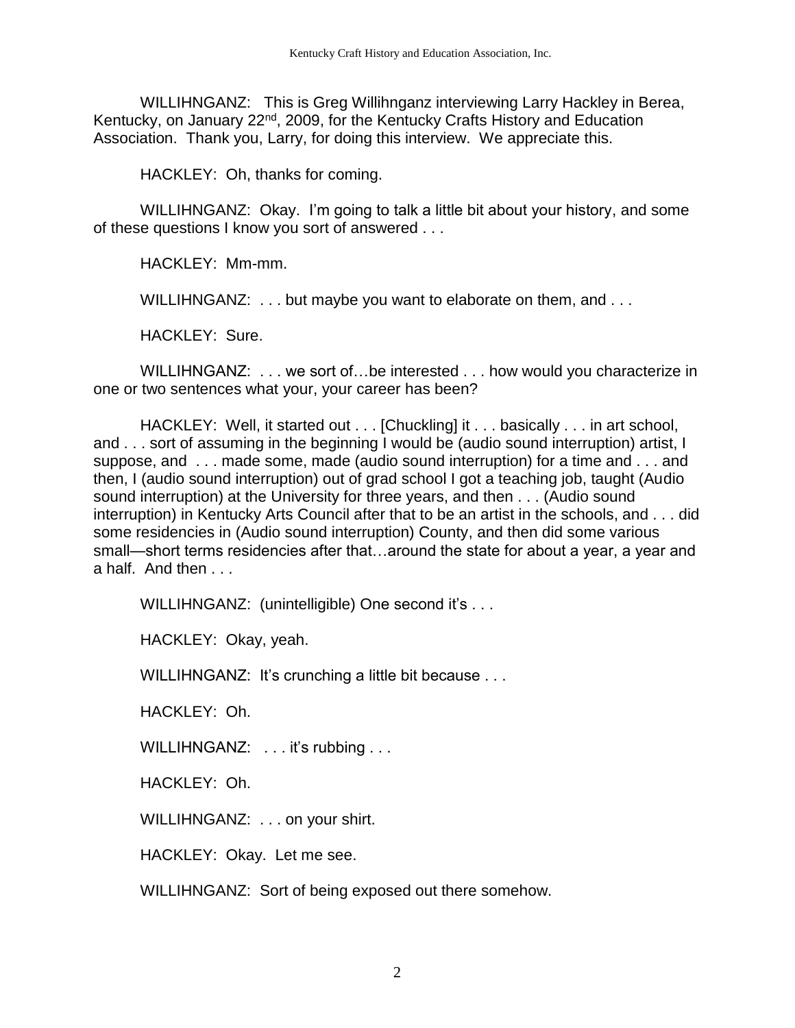WILLIHNGANZ: This is Greg Willihnganz interviewing Larry Hackley in Berea, Kentucky, on January 22nd, 2009, for the Kentucky Crafts History and Education Association. Thank you, Larry, for doing this interview. We appreciate this.

HACKLEY: Oh, thanks for coming.

WILLIHNGANZ: Okay. I'm going to talk a little bit about your history, and some of these questions I know you sort of answered . . .

HACKLEY: Mm-mm.

WILLIHNGANZ: . . . but maybe you want to elaborate on them, and . . .

HACKLEY: Sure.

WILLIHNGANZ: . . . we sort of…be interested . . . how would you characterize in one or two sentences what your, your career has been?

HACKLEY: Well, it started out . . . [Chuckling] it . . . basically . . . in art school, and . . . sort of assuming in the beginning I would be (audio sound interruption) artist, I suppose, and . . . made some, made (audio sound interruption) for a time and . . . and then, I (audio sound interruption) out of grad school I got a teaching job, taught (Audio sound interruption) at the University for three years, and then . . . (Audio sound interruption) in Kentucky Arts Council after that to be an artist in the schools, and . . . did some residencies in (Audio sound interruption) County, and then did some various small—short terms residencies after that…around the state for about a year, a year and a half. And then . . .

WILLIHNGANZ: (unintelligible) One second it's . . .

HACKLEY: Okay, yeah.

WILLIHNGANZ: It's crunching a little bit because . . .

HACKLEY: Oh.

WILLIHNGANZ: . . . it's rubbing . . .

HACKLEY: Oh.

WILLIHNGANZ: . . . on your shirt.

HACKLEY: Okay. Let me see.

WILLIHNGANZ: Sort of being exposed out there somehow.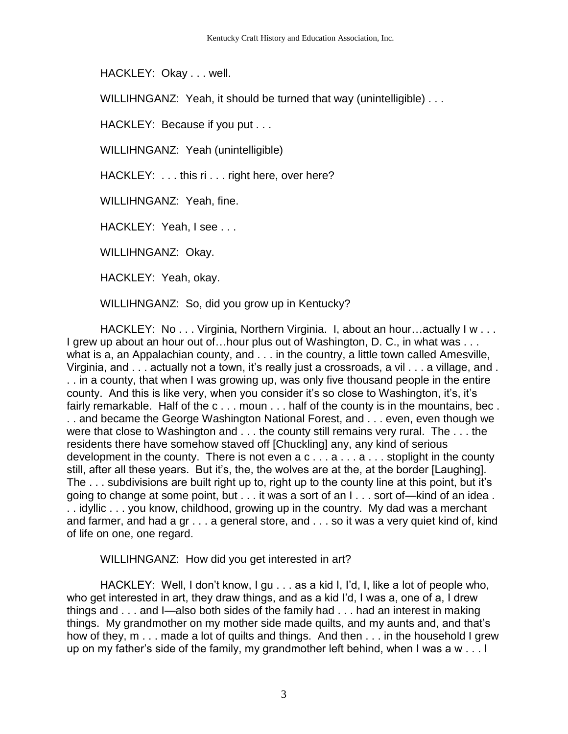HACKLEY: Okay . . . well.

WILLIHNGANZ: Yeah, it should be turned that way (unintelligible) . . .

HACKLEY: Because if you put . . .

WILLIHNGANZ: Yeah (unintelligible)

HACKLEY: . . . this ri . . . right here, over here?

WILLIHNGANZ: Yeah, fine.

HACKLEY: Yeah, I see . . .

WILLIHNGANZ: Okay.

HACKLEY: Yeah, okay.

WILLIHNGANZ: So, did you grow up in Kentucky?

HACKLEY: No . . . Virginia, Northern Virginia. I, about an hour…actually I w . . . I grew up about an hour out of…hour plus out of Washington, D. C., in what was . . . what is a, an Appalachian county, and . . . in the country, a little town called Amesville, Virginia, and . . . actually not a town, it's really just a crossroads, a vil . . . a village, and . . . in a county, that when I was growing up, was only five thousand people in the entire county. And this is like very, when you consider it's so close to Washington, it's, it's fairly remarkable. Half of the c . . . moun . . . half of the county is in the mountains, bec . . . and became the George Washington National Forest, and . . . even, even though we were that close to Washington and . . . the county still remains very rural. The . . . the residents there have somehow staved off [Chuckling] any, any kind of serious development in the county. There is not even a c . . . a . . . a . . . stoplight in the county still, after all these years. But it's, the, the wolves are at the, at the border [Laughing]. The . . . subdivisions are built right up to, right up to the county line at this point, but it's going to change at some point, but . . . it was a sort of an I . . . sort of—kind of an idea . . . idyllic . . . you know, childhood, growing up in the country. My dad was a merchant and farmer, and had a gr . . . a general store, and . . . so it was a very quiet kind of, kind of life on one, one regard.

WILLIHNGANZ: How did you get interested in art?

HACKLEY: Well, I don't know, I gu . . . as a kid I, I'd, I, like a lot of people who, who get interested in art, they draw things, and as a kid I'd, I was a, one of a, I drew things and . . . and I—also both sides of the family had . . . had an interest in making things. My grandmother on my mother side made quilts, and my aunts and, and that's how of they, m . . . made a lot of quilts and things. And then . . . in the household I grew up on my father's side of the family, my grandmother left behind, when I was a w . . . I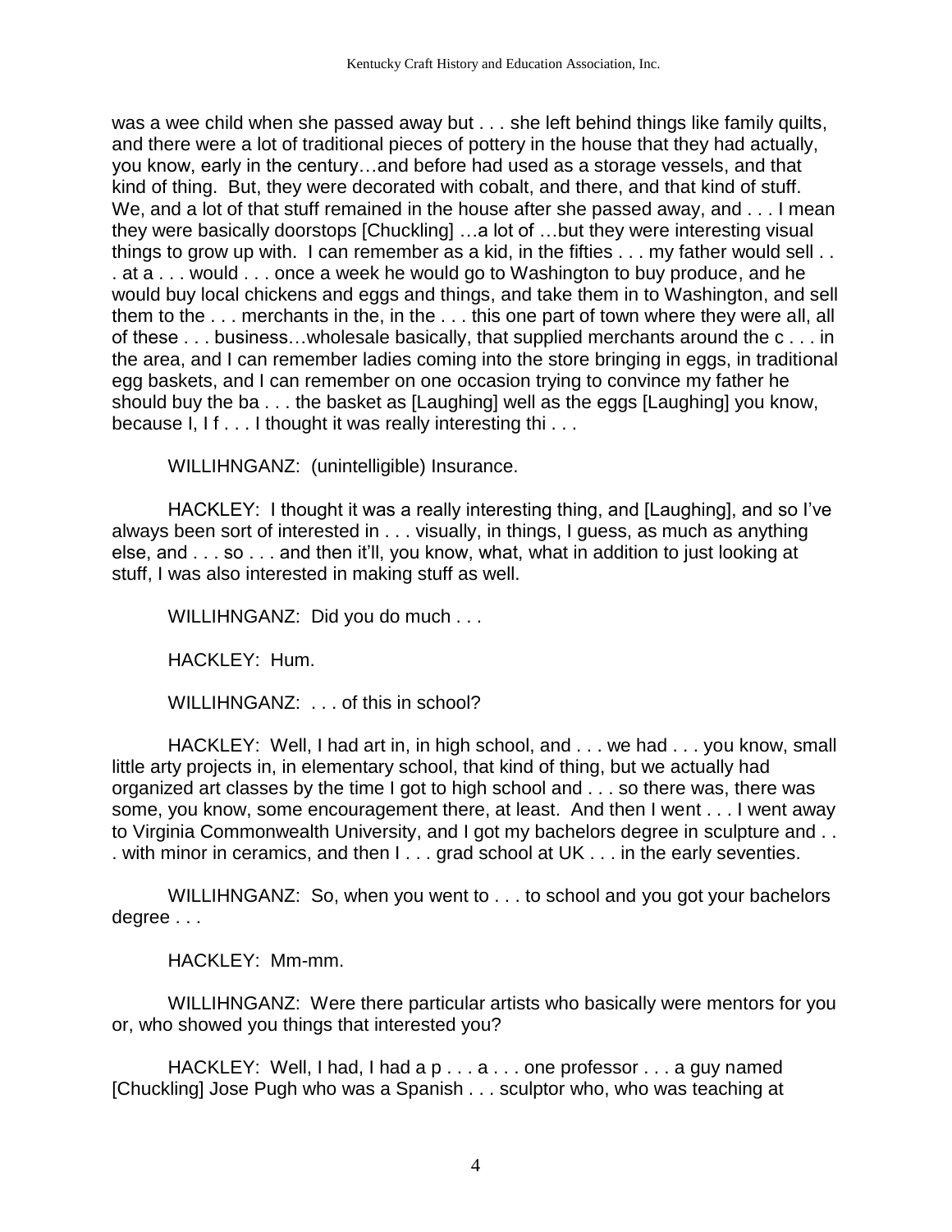was a wee child when she passed away but . . . she left behind things like family quilts, and there were a lot of traditional pieces of pottery in the house that they had actually, you know, early in the century…and before had used as a storage vessels, and that kind of thing. But, they were decorated with cobalt, and there, and that kind of stuff. We, and a lot of that stuff remained in the house after she passed away, and . . . I mean they were basically doorstops [Chuckling] …a lot of …but they were interesting visual things to grow up with. I can remember as a kid, in the fifties . . . my father would sell . . . at a . . . would . . . once a week he would go to Washington to buy produce, and he would buy local chickens and eggs and things, and take them in to Washington, and sell them to the . . . merchants in the, in the . . . this one part of town where they were all, all of these . . . business…wholesale basically, that supplied merchants around the c . . . in the area, and I can remember ladies coming into the store bringing in eggs, in traditional egg baskets, and I can remember on one occasion trying to convince my father he should buy the ba . . . the basket as [Laughing] well as the eggs [Laughing] you know, because I, I f . . . I thought it was really interesting thi . . .

WILLIHNGANZ: (unintelligible) Insurance.

HACKLEY: I thought it was a really interesting thing, and [Laughing], and so I've always been sort of interested in . . . visually, in things, I guess, as much as anything else, and . . . so . . . and then it'll, you know, what, what in addition to just looking at stuff, I was also interested in making stuff as well.

WILLIHNGANZ: Did you do much . . .

HACKLEY: Hum.

WILLIHNGANZ: . . . of this in school?

HACKLEY: Well, I had art in, in high school, and . . . we had . . . you know, small little arty projects in, in elementary school, that kind of thing, but we actually had organized art classes by the time I got to high school and . . . so there was, there was some, you know, some encouragement there, at least. And then I went . . . I went away to Virginia Commonwealth University, and I got my bachelors degree in sculpture and . . . with minor in ceramics, and then I . . . grad school at UK . . . in the early seventies.

WILLIHNGANZ: So, when you went to . . . to school and you got your bachelors degree . . .

HACKLEY: Mm-mm.

WILLIHNGANZ: Were there particular artists who basically were mentors for you or, who showed you things that interested you?

HACKLEY: Well, I had, I had a p . . . a . . . one professor . . . a guy named [Chuckling] Jose Pugh who was a Spanish . . . sculptor who, who was teaching at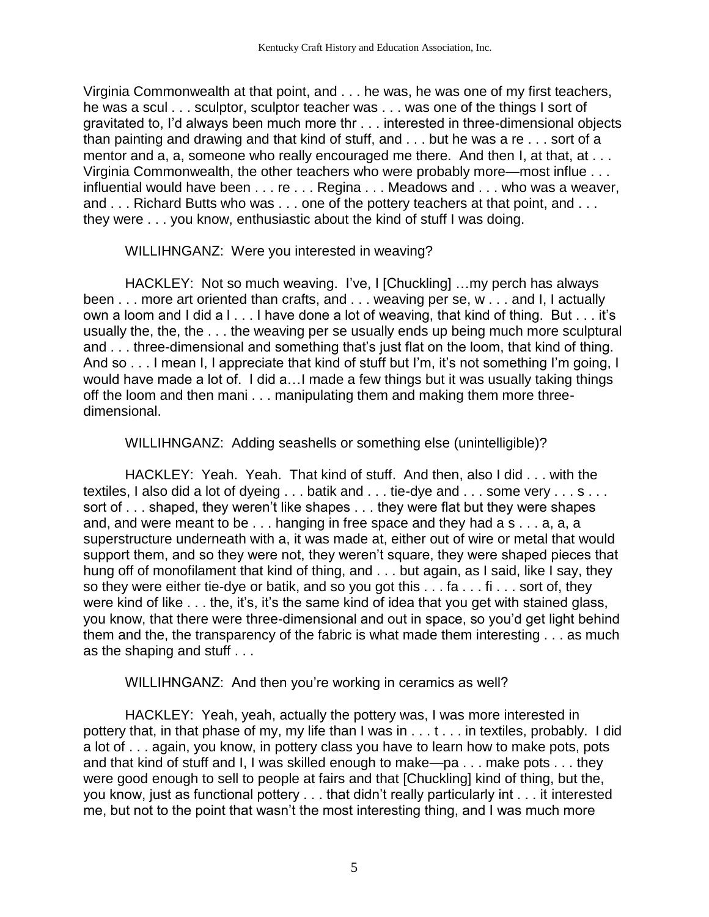Virginia Commonwealth at that point, and . . . he was, he was one of my first teachers, he was a scul . . . sculptor, sculptor teacher was . . . was one of the things I sort of gravitated to, I'd always been much more thr . . . interested in three-dimensional objects than painting and drawing and that kind of stuff, and . . . but he was a re . . . sort of a mentor and a, a, someone who really encouraged me there. And then I, at that, at . . . Virginia Commonwealth, the other teachers who were probably more—most influe . . . influential would have been . . . re . . . Regina . . . Meadows and . . . who was a weaver, and . . . Richard Butts who was . . . one of the pottery teachers at that point, and . . . they were . . . you know, enthusiastic about the kind of stuff I was doing.

WILLIHNGANZ: Were you interested in weaving?

HACKLEY: Not so much weaving. I've, I [Chuckling] …my perch has always been . . . more art oriented than crafts, and . . . weaving per se, w . . . and I, I actually own a loom and I did a l . . . I have done a lot of weaving, that kind of thing. But . . . it's usually the, the, the . . . the weaving per se usually ends up being much more sculptural and . . . three-dimensional and something that's just flat on the loom, that kind of thing. And so . . . I mean I, I appreciate that kind of stuff but I'm, it's not something I'm going, I would have made a lot of. I did a…I made a few things but it was usually taking things off the loom and then mani . . . manipulating them and making them more three-dimensional.

WILLIHNGANZ: Adding seashells or something else (unintelligible)?

HACKLEY: Yeah. Yeah. That kind of stuff. And then, also I did . . . with the textiles, I also did a lot of dyeing . . . batik and . . . tie-dye and . . . some very . . . s . . . sort of . . . shaped, they weren't like shapes . . . they were flat but they were shapes and, and were meant to be . . . hanging in free space and they had a s . . . a, a, a superstructure underneath with a, it was made at, either out of wire or metal that would support them, and so they were not, they weren't square, they were shaped pieces that hung off of monofilament that kind of thing, and . . . but again, as I said, like I say, they so they were either tie-dye or batik, and so you got this . . . fa . . . fi . . . sort of, they were kind of like . . . the, it's, it's the same kind of idea that you get with stained glass, you know, that there were three-dimensional and out in space, so you'd get light behind them and the, the transparency of the fabric is what made them interesting . . . as much as the shaping and stuff . . .

WILLIHNGANZ: And then you're working in ceramics as well?

HACKLEY: Yeah, yeah, actually the pottery was, I was more interested in pottery that, in that phase of my, my life than I was in . . . t . . . in textiles, probably. I did a lot of . . . again, you know, in pottery class you have to learn how to make pots, pots and that kind of stuff and I, I was skilled enough to make—pa . . . make pots . . . they were good enough to sell to people at fairs and that [Chuckling] kind of thing, but the, you know, just as functional pottery . . . that didn't really particularly int . . . it interested me, but not to the point that wasn't the most interesting thing, and I was much more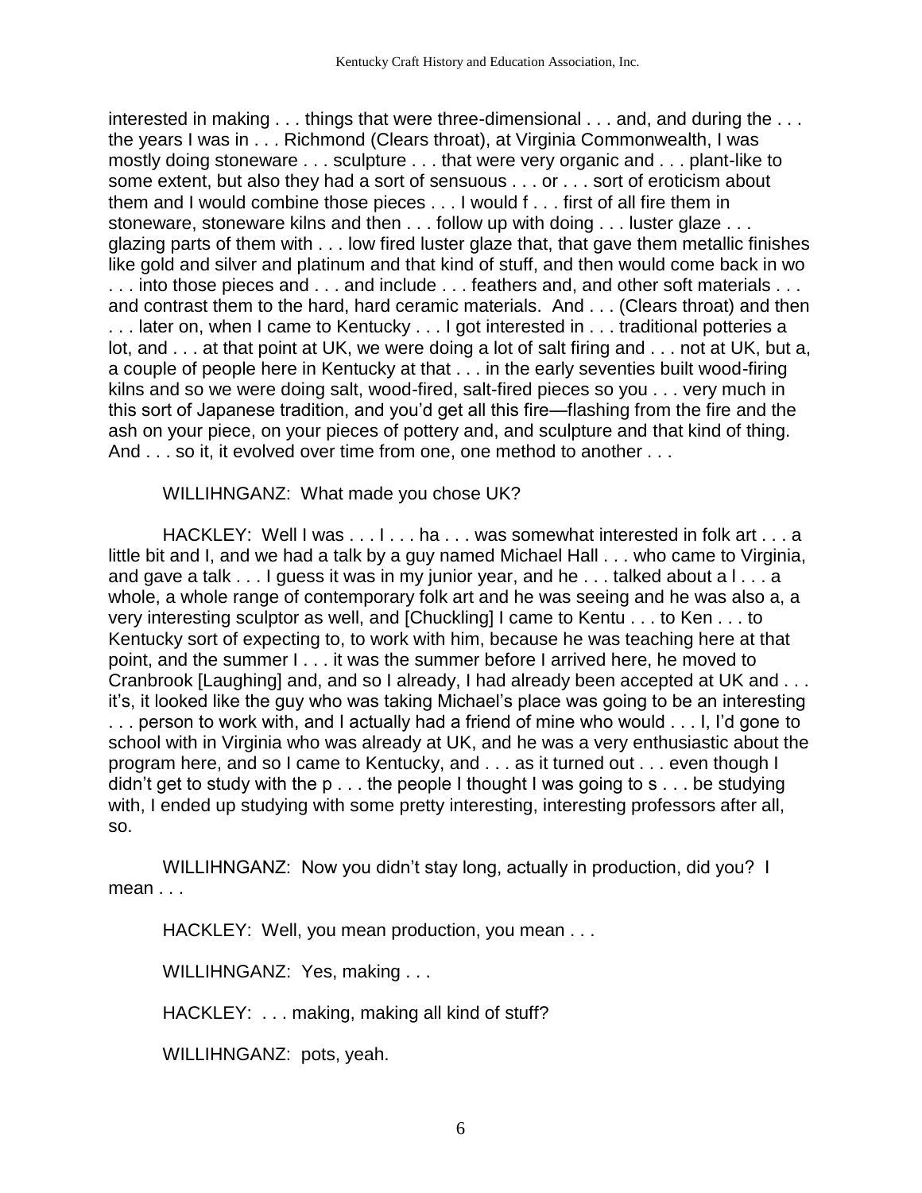interested in making . . . things that were three-dimensional . . . and, and during the . . . the years I was in . . . Richmond (Clears throat), at Virginia Commonwealth, I was mostly doing stoneware . . . sculpture . . . that were very organic and . . . plant-like to some extent, but also they had a sort of sensuous . . . or . . . sort of eroticism about them and I would combine those pieces . . . I would f . . . first of all fire them in stoneware, stoneware kilns and then . . . follow up with doing . . . luster glaze . . . glazing parts of them with . . . low fired luster glaze that, that gave them metallic finishes like gold and silver and platinum and that kind of stuff, and then would come back in wo . . . into those pieces and . . . and include . . . feathers and, and other soft materials . . . and contrast them to the hard, hard ceramic materials. And . . . (Clears throat) and then . . . later on, when I came to Kentucky . . . I got interested in . . . traditional potteries a lot, and . . . at that point at UK, we were doing a lot of salt firing and . . . not at UK, but a, a couple of people here in Kentucky at that . . . in the early seventies built wood-firing kilns and so we were doing salt, wood-fired, salt-fired pieces so you . . . very much in this sort of Japanese tradition, and you'd get all this fire—flashing from the fire and the ash on your piece, on your pieces of pottery and, and sculpture and that kind of thing. And . . . so it, it evolved over time from one, one method to another . . .

WILLIHNGANZ: What made you chose UK?

HACKLEY: Well I was . . . I . . . ha . . . was somewhat interested in folk art . . . a little bit and I, and we had a talk by a guy named Michael Hall . . . who came to Virginia, and gave a talk . . . I guess it was in my junior year, and he . . . talked about a l . . . a whole, a whole range of contemporary folk art and he was seeing and he was also a, a very interesting sculptor as well, and [Chuckling] I came to Kentu . . . to Ken . . . to Kentucky sort of expecting to, to work with him, because he was teaching here at that point, and the summer I . . . it was the summer before I arrived here, he moved to Cranbrook [Laughing] and, and so I already, I had already been accepted at UK and . . . it's, it looked like the guy who was taking Michael's place was going to be an interesting . . . person to work with, and I actually had a friend of mine who would . . . I, I'd gone to school with in Virginia who was already at UK, and he was a very enthusiastic about the program here, and so I came to Kentucky, and . . . as it turned out . . . even though I didn't get to study with the p . . . the people I thought I was going to s . . . be studying with, I ended up studying with some pretty interesting, interesting professors after all, so.

WILLIHNGANZ: Now you didn't stay long, actually in production, did you? I mean . . .

HACKLEY: Well, you mean production, you mean . . .

WILLIHNGANZ: Yes, making . . .

HACKLEY: . . . making, making all kind of stuff?

WILLIHNGANZ: pots, yeah.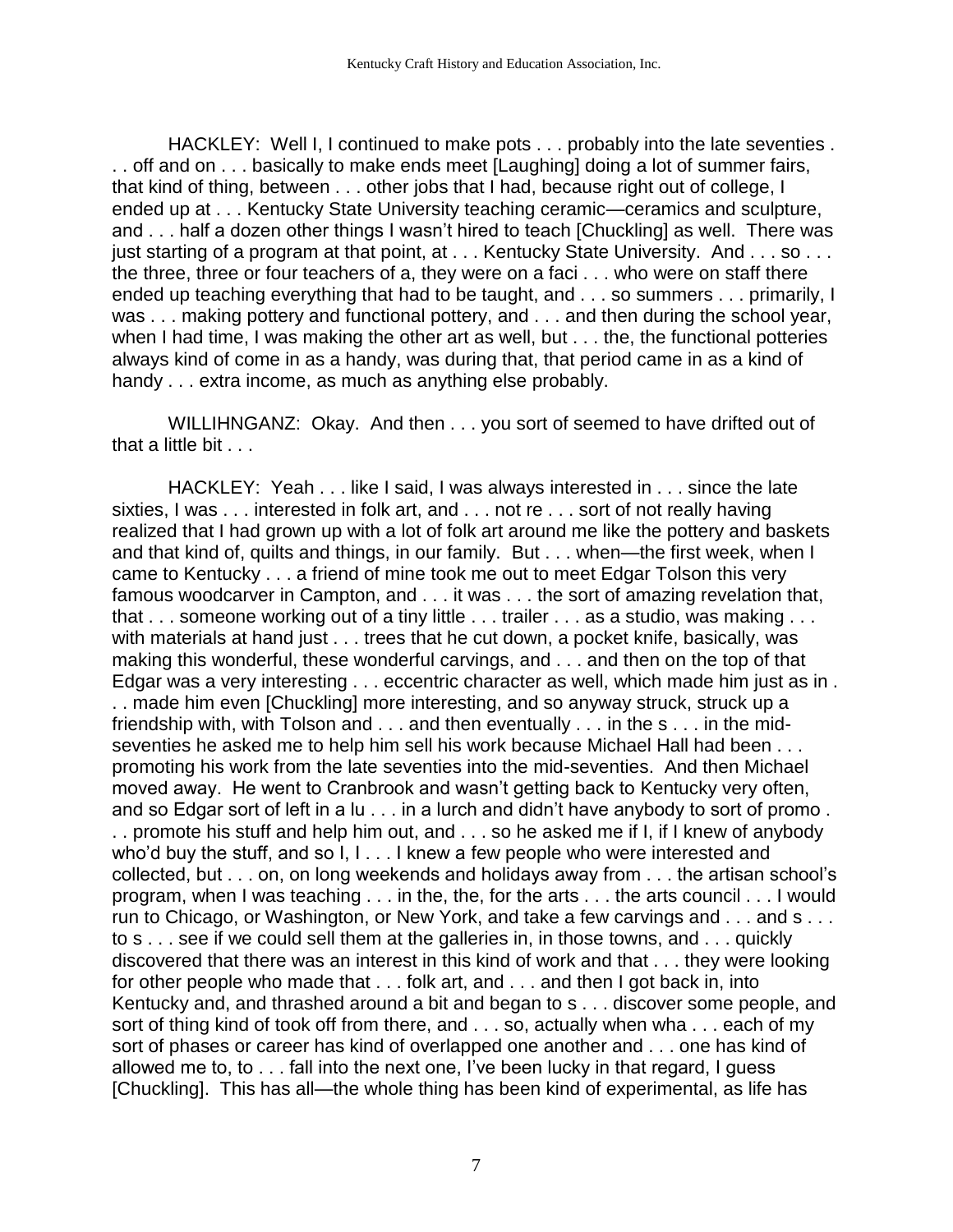HACKLEY: Well I, I continued to make pots . . . probably into the late seventies . . . off and on . . . basically to make ends meet [Laughing] doing a lot of summer fairs, that kind of thing, between . . . other jobs that I had, because right out of college, I ended up at . . . Kentucky State University teaching ceramic—ceramics and sculpture, and . . . half a dozen other things I wasn't hired to teach [Chuckling] as well. There was just starting of a program at that point, at . . . Kentucky State University. And . . . so . . . the three, three or four teachers of a, they were on a faci . . . who were on staff there ended up teaching everything that had to be taught, and . . . so summers . . . primarily, I was . . . making pottery and functional pottery, and . . . and then during the school year, when I had time, I was making the other art as well, but . . . the, the functional potteries always kind of come in as a handy, was during that, that period came in as a kind of handy . . . extra income, as much as anything else probably.

WILLIHNGANZ: Okay. And then . . . you sort of seemed to have drifted out of that a little bit . . .

HACKLEY: Yeah . . . like I said, I was always interested in . . . since the late sixties, I was . . . interested in folk art, and . . . not re . . . sort of not really having realized that I had grown up with a lot of folk art around me like the pottery and baskets and that kind of, quilts and things, in our family. But . . . when—the first week, when I came to Kentucky . . . a friend of mine took me out to meet Edgar Tolson this very famous woodcarver in Campton, and . . . it was . . . the sort of amazing revelation that, that . . . someone working out of a tiny little . . . trailer . . . as a studio, was making . . . with materials at hand just . . . trees that he cut down, a pocket knife, basically, was making this wonderful, these wonderful carvings, and . . . and then on the top of that Edgar was a very interesting . . . eccentric character as well, which made him just as in . . . made him even [Chuckling] more interesting, and so anyway struck, struck up a friendship with, with Tolson and . . . and then eventually . . . in the s . . . in the mid-seventies he asked me to help him sell his work because Michael Hall had been . . . promoting his work from the late seventies into the mid-seventies. And then Michael moved away. He went to Cranbrook and wasn't getting back to Kentucky very often, and so Edgar sort of left in a lu . . . in a lurch and didn't have anybody to sort of promo . . . promote his stuff and help him out, and . . . so he asked me if I, if I knew of anybody who'd buy the stuff, and so I, I . . . I knew a few people who were interested and collected, but . . . on, on long weekends and holidays away from . . . the artisan school's program, when I was teaching . . . in the, the, for the arts . . . the arts council . . . I would run to Chicago, or Washington, or New York, and take a few carvings and . . . and s . . . to s . . . see if we could sell them at the galleries in, in those towns, and . . . quickly discovered that there was an interest in this kind of work and that . . . they were looking for other people who made that . . . folk art, and . . . and then I got back in, into Kentucky and, and thrashed around a bit and began to s . . . discover some people, and sort of thing kind of took off from there, and . . . so, actually when wha . . . each of my sort of phases or career has kind of overlapped one another and . . . one has kind of allowed me to, to . . . fall into the next one, I've been lucky in that regard, I guess [Chuckling]. This has all—the whole thing has been kind of experimental, as life has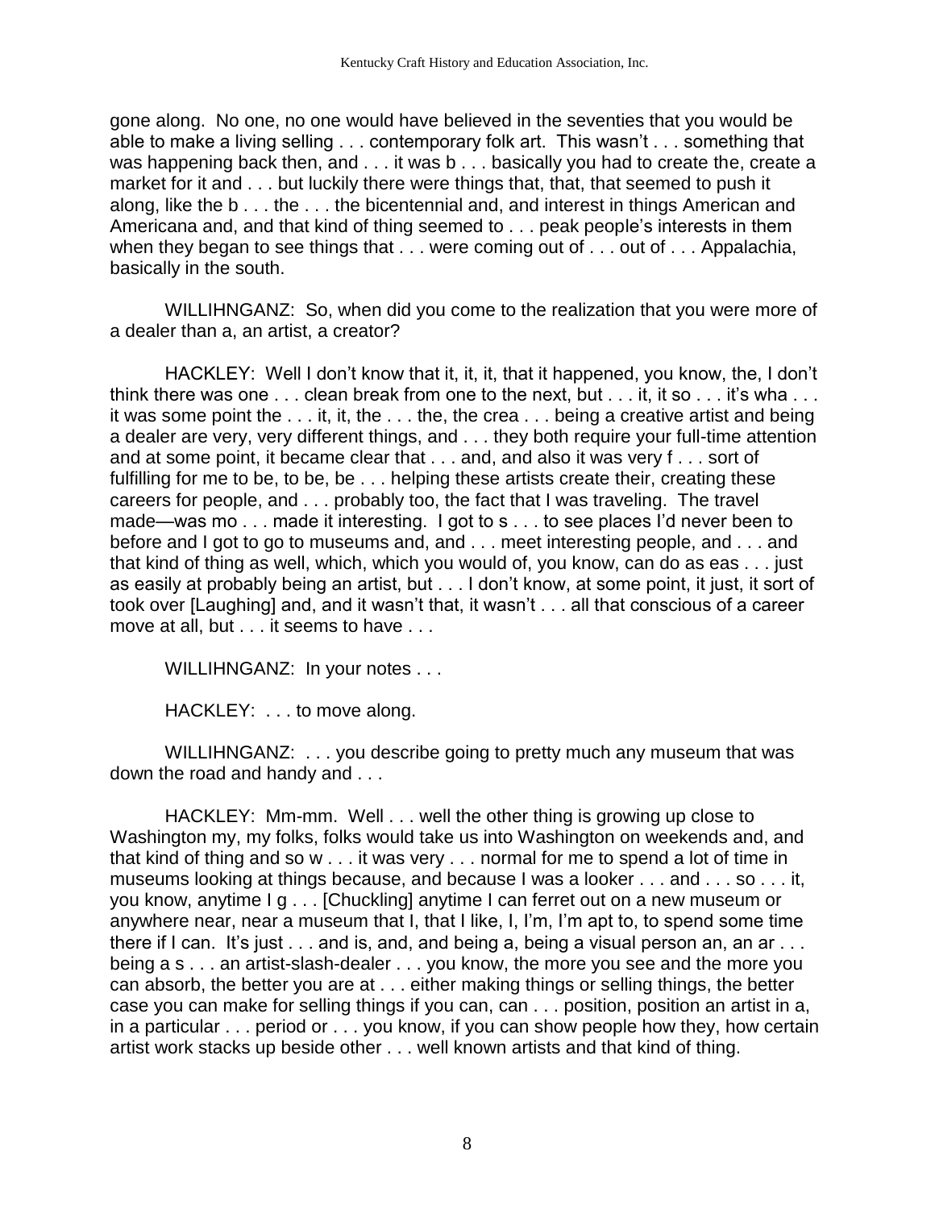gone along. No one, no one would have believed in the seventies that you would be able to make a living selling . . . contemporary folk art. This wasn't . . . something that was happening back then, and . . . it was b . . . basically you had to create the, create a market for it and . . . but luckily there were things that, that, that seemed to push it along, like the b . . . the . . . the bicentennial and, and interest in things American and Americana and, and that kind of thing seemed to . . . peak people's interests in them when they began to see things that . . . were coming out of . . . out of . . . Appalachia, basically in the south.

WILLIHNGANZ: So, when did you come to the realization that you were more of a dealer than a, an artist, a creator?

HACKLEY: Well I don't know that it, it, it, that it happened, you know, the, I don't think there was one . . . clean break from one to the next, but . . . it, it so . . . it's wha . . . it was some point the . . . it, it, the . . . the, the crea . . . being a creative artist and being a dealer are very, very different things, and . . . they both require your full-time attention and at some point, it became clear that . . . and, and also it was very f . . . sort of fulfilling for me to be, to be, be . . . helping these artists create their, creating these careers for people, and . . . probably too, the fact that I was traveling. The travel made—was mo . . . made it interesting. I got to s . . . to see places I'd never been to before and I got to go to museums and, and . . . meet interesting people, and . . . and that kind of thing as well, which, which you would of, you know, can do as eas . . . just as easily at probably being an artist, but . . . I don't know, at some point, it just, it sort of took over [Laughing] and, and it wasn't that, it wasn't . . . all that conscious of a career move at all, but . . . it seems to have . . .

WILLIHNGANZ: In your notes . . .

HACKLEY: . . . to move along.

WILLIHNGANZ: . . . you describe going to pretty much any museum that was down the road and handy and . . .

HACKLEY: Mm-mm. Well . . . well the other thing is growing up close to Washington my, my folks, folks would take us into Washington on weekends and, and that kind of thing and so w . . . it was very . . . normal for me to spend a lot of time in museums looking at things because, and because I was a looker . . . and . . . so . . . it, you know, anytime I g . . . [Chuckling] anytime I can ferret out on a new museum or anywhere near, near a museum that I, that I like, I, I'm, I'm apt to, to spend some time there if I can. It's just . . . and is, and, and being a, being a visual person an, an ar . . . being a s . . . an artist-slash-dealer . . . you know, the more you see and the more you can absorb, the better you are at . . . either making things or selling things, the better case you can make for selling things if you can, can . . . position, position an artist in a, in a particular . . . period or . . . you know, if you can show people how they, how certain artist work stacks up beside other . . . well known artists and that kind of thing.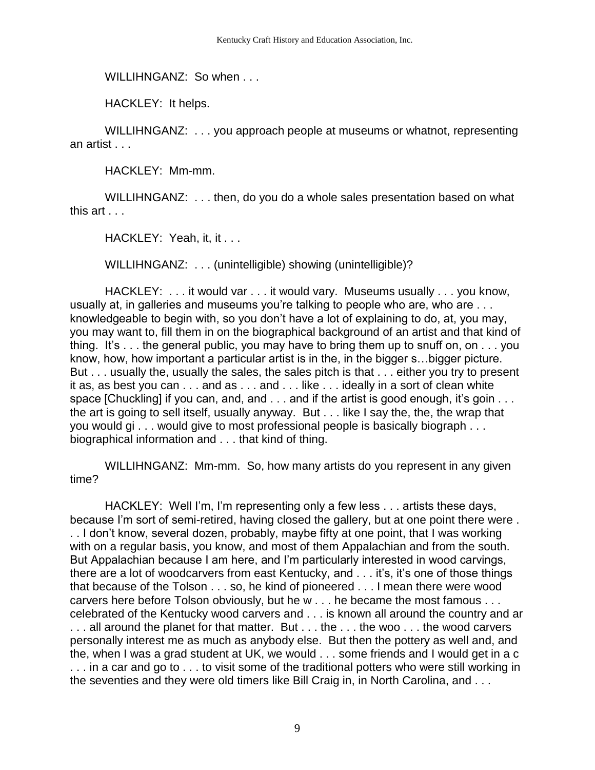WILLIHNGANZ: So when . . .

HACKLEY: It helps.

WILLIHNGANZ: . . . you approach people at museums or whatnot, representing an artist . . .

HACKLEY: Mm-mm.

WILLIHNGANZ: . . . then, do you do a whole sales presentation based on what this art . . .

HACKLEY: Yeah, it, it . . .

WILLIHNGANZ: . . . (unintelligible) showing (unintelligible)?

HACKLEY: . . . it would var . . . it would vary. Museums usually . . . you know, usually at, in galleries and museums you're talking to people who are, who are . . . knowledgeable to begin with, so you don't have a lot of explaining to do, at, you may, you may want to, fill them in on the biographical background of an artist and that kind of thing. It's . . . the general public, you may have to bring them up to snuff on, on . . . you know, how, how important a particular artist is in the, in the bigger s…bigger picture. But . . . usually the, usually the sales, the sales pitch is that . . . either you try to present it as, as best you can . . . and as . . . and . . . like . . . ideally in a sort of clean white space [Chuckling] if you can, and, and . . . and if the artist is good enough, it's goin . . . the art is going to sell itself, usually anyway. But . . . like I say the, the, the wrap that you would gi . . . would give to most professional people is basically biograph . . . biographical information and . . . that kind of thing.

WILLIHNGANZ: Mm-mm. So, how many artists do you represent in any given time?

HACKLEY: Well I'm, I'm representing only a few less . . . artists these days, because I'm sort of semi-retired, having closed the gallery, but at one point there were . . . I don't know, several dozen, probably, maybe fifty at one point, that I was working with on a regular basis, you know, and most of them Appalachian and from the south. But Appalachian because I am here, and I'm particularly interested in wood carvings, there are a lot of woodcarvers from east Kentucky, and . . . it's, it's one of those things that because of the Tolson . . . so, he kind of pioneered . . . I mean there were wood carvers here before Tolson obviously, but he w . . . he became the most famous . . . celebrated of the Kentucky wood carvers and . . . is known all around the country and ar . . . all around the planet for that matter. But . . . the . . . the woo . . . the wood carvers personally interest me as much as anybody else. But then the pottery as well and, and the, when I was a grad student at UK, we would . . . some friends and I would get in a c . . . in a car and go to . . . to visit some of the traditional potters who were still working in the seventies and they were old timers like Bill Craig in, in North Carolina, and . . .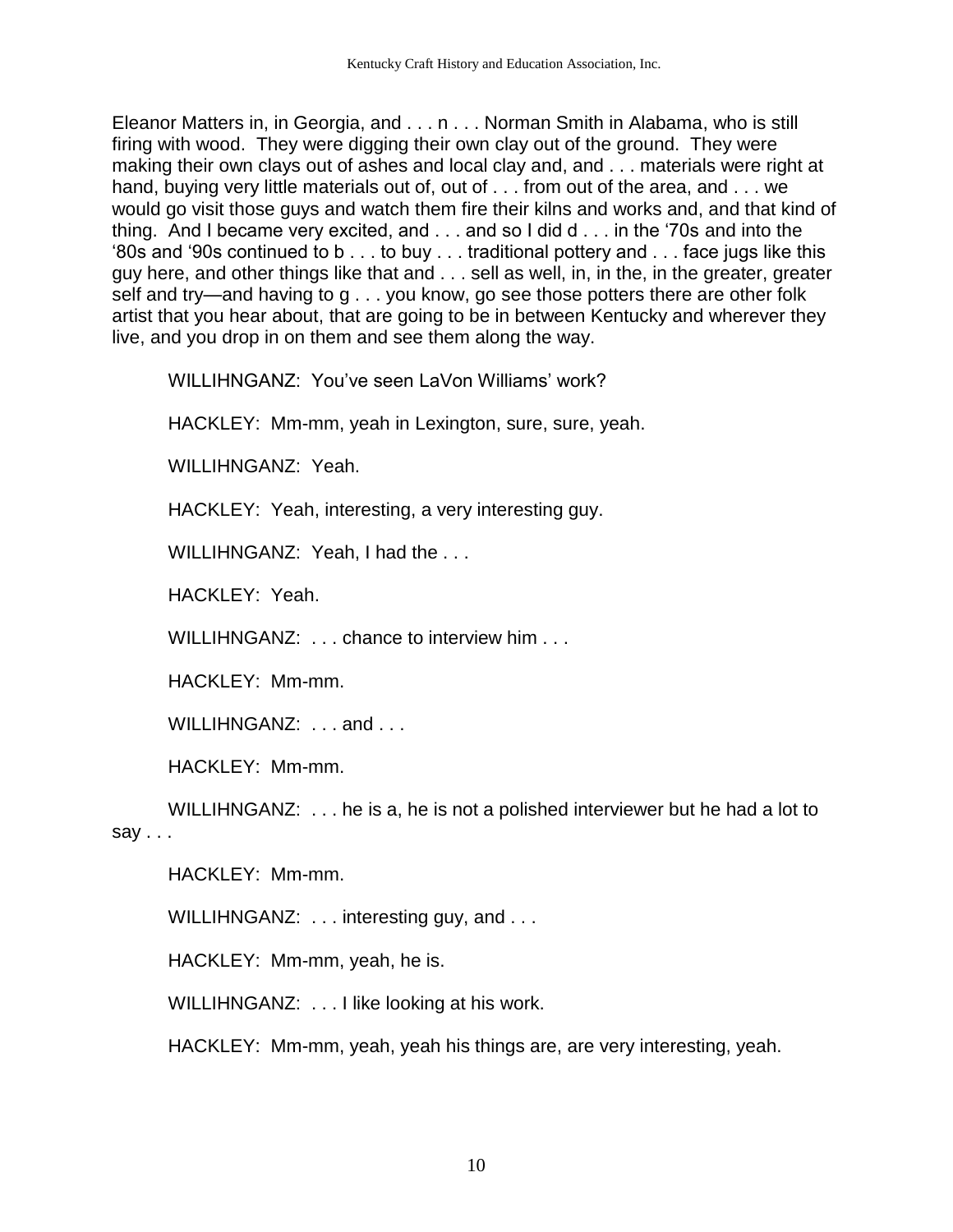Eleanor Matters in, in Georgia, and . . . n . . . Norman Smith in Alabama, who is still firing with wood. They were digging their own clay out of the ground. They were making their own clays out of ashes and local clay and, and . . . materials were right at hand, buying very little materials out of, out of . . . from out of the area, and . . . we would go visit those guys and watch them fire their kilns and works and, and that kind of thing. And I became very excited, and . . . and so I did d . . . in the '70s and into the '80s and '90s continued to b . . . to buy . . . traditional pottery and . . . face jugs like this guy here, and other things like that and . . . sell as well, in, in the, in the greater, greater self and try—and having to g . . . you know, go see those potters there are other folk artist that you hear about, that are going to be in between Kentucky and wherever they live, and you drop in on them and see them along the way.

WILLIHNGANZ: You've seen LaVon Williams' work?

HACKLEY: Mm-mm, yeah in Lexington, sure, sure, yeah.

WILLIHNGANZ: Yeah.

HACKLEY: Yeah, interesting, a very interesting guy.

WILLIHNGANZ: Yeah, I had the . . .

HACKLEY: Yeah.

WILLIHNGANZ: . . . chance to interview him . . .

HACKLEY: Mm-mm.

WILLIHNGANZ: . . . and . . .

HACKLEY: Mm-mm.

WILLIHNGANZ: . . . he is a, he is not a polished interviewer but he had a lot to say . . .

HACKLEY: Mm-mm.

WILLIHNGANZ: . . . interesting guy, and . . .

HACKLEY: Mm-mm, yeah, he is.

WILLIHNGANZ: . . . I like looking at his work.

HACKLEY: Mm-mm, yeah, yeah his things are, are very interesting, yeah.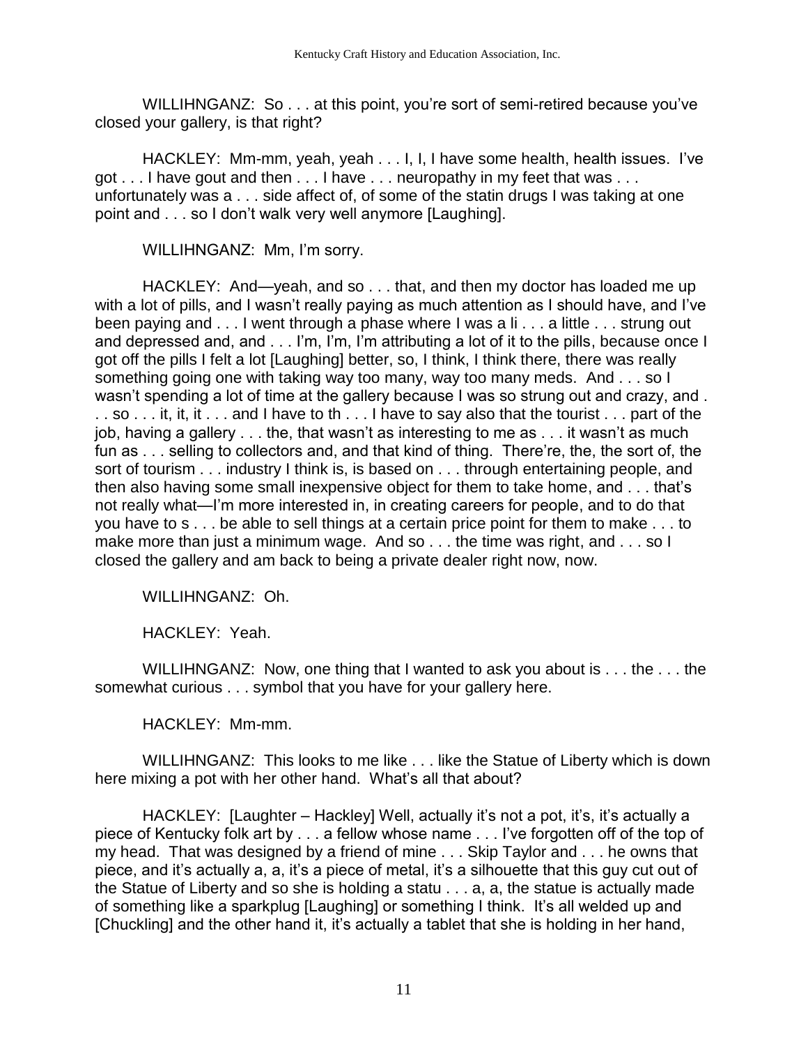WILLIHNGANZ: So . . . at this point, you're sort of semi-retired because you've closed your gallery, is that right?

HACKLEY: Mm-mm, yeah, yeah . . . I, I, I have some health, health issues. I've got . . . I have gout and then . . . I have . . . neuropathy in my feet that was . . . unfortunately was a . . . side affect of, of some of the statin drugs I was taking at one point and . . . so I don't walk very well anymore [Laughing].

WILLIHNGANZ: Mm, I'm sorry.

HACKLEY: And—yeah, and so . . . that, and then my doctor has loaded me up with a lot of pills, and I wasn't really paying as much attention as I should have, and I've been paying and . . . I went through a phase where I was a li . . . a little . . . strung out and depressed and, and . . . I'm, I'm, I'm attributing a lot of it to the pills, because once I got off the pills I felt a lot [Laughing] better, so, I think, I think there, there was really something going one with taking way too many, way too many meds. And . . . so I wasn't spending a lot of time at the gallery because I was so strung out and crazy, and . . . so . . . it, it, it . . . and I have to th . . . I have to say also that the tourist . . . part of the job, having a gallery . . . the, that wasn't as interesting to me as . . . it wasn't as much fun as . . . selling to collectors and, and that kind of thing. There're, the, the sort of, the sort of tourism . . . industry I think is, is based on . . . through entertaining people, and then also having some small inexpensive object for them to take home, and . . . that's not really what—I'm more interested in, in creating careers for people, and to do that you have to s . . . be able to sell things at a certain price point for them to make . . . to make more than just a minimum wage. And so . . . the time was right, and . . . so I closed the gallery and am back to being a private dealer right now, now.

WILLIHNGANZ: Oh.

HACKLEY: Yeah.

WILLIHNGANZ: Now, one thing that I wanted to ask you about is . . . the . . . the somewhat curious . . . symbol that you have for your gallery here.

HACKLEY: Mm-mm.

WILLIHNGANZ: This looks to me like . . . like the Statue of Liberty which is down here mixing a pot with her other hand. What's all that about?

HACKLEY: [Laughter – Hackley] Well, actually it's not a pot, it's, it's actually a piece of Kentucky folk art by . . . a fellow whose name . . . I've forgotten off of the top of my head. That was designed by a friend of mine . . . Skip Taylor and . . . he owns that piece, and it's actually a, a, it's a piece of metal, it's a silhouette that this guy cut out of the Statue of Liberty and so she is holding a statu . . . a, a, the statue is actually made of something like a sparkplug [Laughing] or something I think. It's all welded up and [Chuckling] and the other hand it, it's actually a tablet that she is holding in her hand,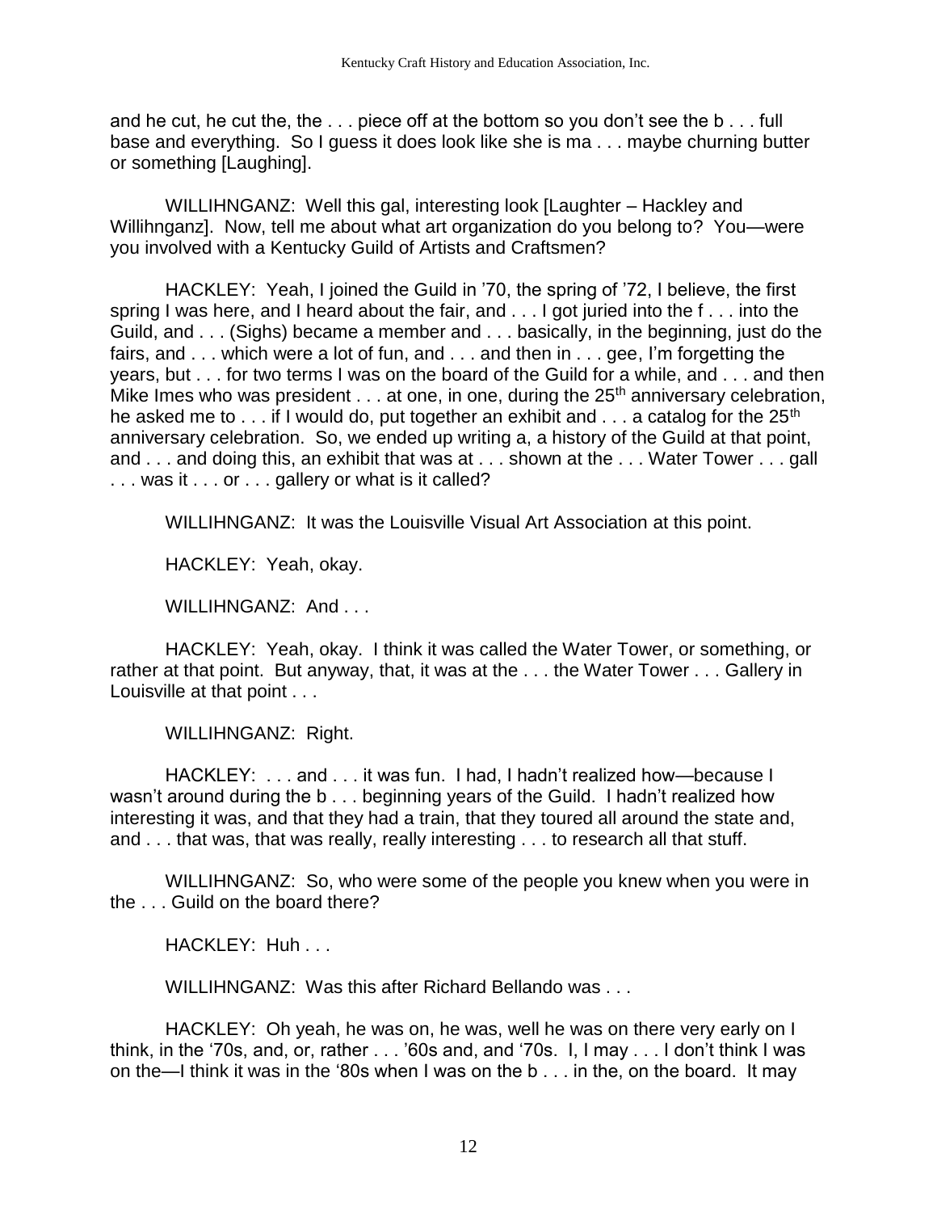and he cut, he cut the, the . . . piece off at the bottom so you don't see the b . . . full base and everything. So I guess it does look like she is ma . . . maybe churning butter or something [Laughing].

WILLIHNGANZ: Well this gal, interesting look [Laughter – Hackley and Willihnganz]. Now, tell me about what art organization do you belong to? You—were you involved with a Kentucky Guild of Artists and Craftsmen?

HACKLEY: Yeah, I joined the Guild in '70, the spring of '72, I believe, the first spring I was here, and I heard about the fair, and . . . I got juried into the f . . . into the Guild, and . . . (Sighs) became a member and . . . basically, in the beginning, just do the fairs, and . . . which were a lot of fun, and . . . and then in . . . gee, I'm forgetting the years, but . . . for two terms I was on the board of the Guild for a while, and . . . and then Mike Imes who was president . . . at one, in one, during the 25th anniversary celebration, he asked me to . . . if I would do, put together an exhibit and . . . a catalog for the 25th anniversary celebration. So, we ended up writing a, a history of the Guild at that point, and . . . and doing this, an exhibit that was at . . . shown at the . . . Water Tower . . . gall . . . was it . . . or . . . gallery or what is it called?

WILLIHNGANZ: It was the Louisville Visual Art Association at this point.

HACKLEY: Yeah, okay.

WILLIHNGANZ: And . . .

HACKLEY: Yeah, okay. I think it was called the Water Tower, or something, or rather at that point. But anyway, that, it was at the . . . the Water Tower . . . Gallery in Louisville at that point . . .

WILLIHNGANZ: Right.

HACKLEY: . . . and . . . it was fun. I had, I hadn't realized how—because I wasn't around during the b . . . beginning years of the Guild. I hadn't realized how interesting it was, and that they had a train, that they toured all around the state and, and . . . that was, that was really, really interesting . . . to research all that stuff.

WILLIHNGANZ: So, who were some of the people you knew when you were in the . . . Guild on the board there?

HACKLEY: Huh . . .

WILLIHNGANZ: Was this after Richard Bellando was . . .

HACKLEY: Oh yeah, he was on, he was, well he was on there very early on I think, in the '70s, and, or, rather . . . '60s and, and '70s. I, I may . . . I don't think I was on the—I think it was in the '80s when I was on the b . . . in the, on the board. It may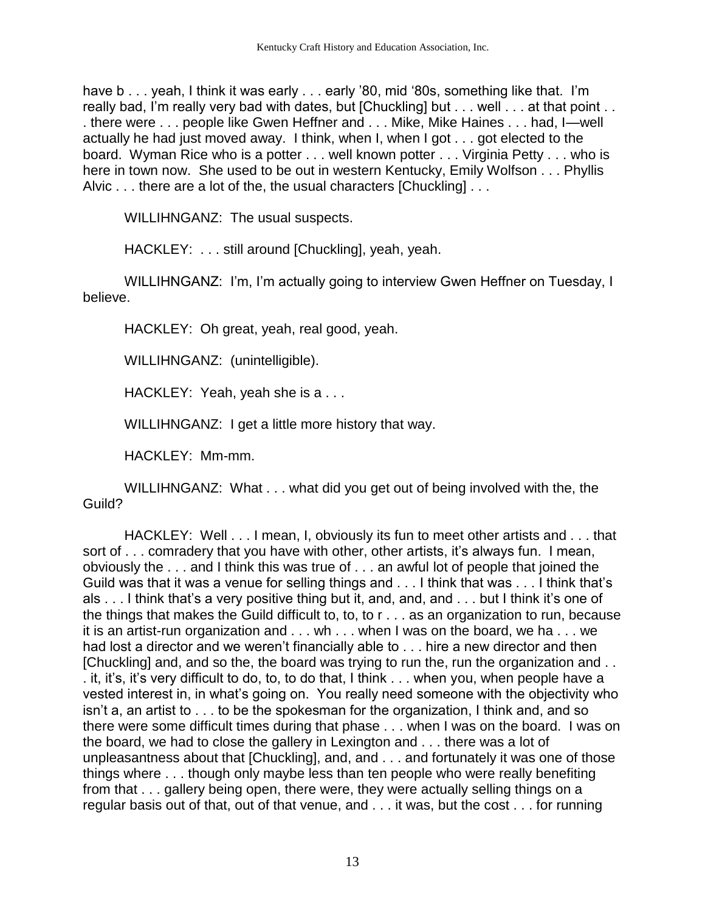have b . . . yeah, I think it was early . . . early '80, mid '80s, something like that. I'm really bad, I'm really very bad with dates, but [Chuckling] but . . . well . . . at that point . . . there were . . . people like Gwen Heffner and . . . Mike, Mike Haines . . . had, I—well actually he had just moved away. I think, when I, when I got . . . got elected to the board. Wyman Rice who is a potter . . . well known potter . . . Virginia Petty . . . who is here in town now. She used to be out in western Kentucky, Emily Wolfson . . . Phyllis Alvic . . . there are a lot of the, the usual characters [Chuckling] . . .

WILLIHNGANZ: The usual suspects.

HACKLEY: . . . still around [Chuckling], yeah, yeah.

WILLIHNGANZ: I'm, I'm actually going to interview Gwen Heffner on Tuesday, I believe.

HACKLEY: Oh great, yeah, real good, yeah.

WILLIHNGANZ: (unintelligible).

HACKLEY: Yeah, yeah she is a . . .

WILLIHNGANZ: I get a little more history that way.

HACKLEY: Mm-mm.

WILLIHNGANZ: What . . . what did you get out of being involved with the, the Guild?

HACKLEY: Well . . . I mean, I, obviously its fun to meet other artists and . . . that sort of . . . comradery that you have with other, other artists, it's always fun. I mean, obviously the . . . and I think this was true of . . . an awful lot of people that joined the Guild was that it was a venue for selling things and . . . I think that was . . . I think that's als . . . I think that's a very positive thing but it, and, and, and . . . but I think it's one of the things that makes the Guild difficult to, to, to r . . . as an organization to run, because it is an artist-run organization and . . . wh . . . when I was on the board, we ha . . . we had lost a director and we weren't financially able to . . . hire a new director and then [Chuckling] and, and so the, the board was trying to run the, run the organization and . . . it, it's, it's very difficult to do, to, to do that, I think . . . when you, when people have a vested interest in, in what's going on. You really need someone with the objectivity who isn't a, an artist to . . . to be the spokesman for the organization, I think and, and so there were some difficult times during that phase . . . when I was on the board. I was on the board, we had to close the gallery in Lexington and . . . there was a lot of unpleasantness about that [Chuckling], and, and . . . and fortunately it was one of those things where . . . though only maybe less than ten people who were really benefiting from that . . . gallery being open, there were, they were actually selling things on a regular basis out of that, out of that venue, and . . . it was, but the cost . . . for running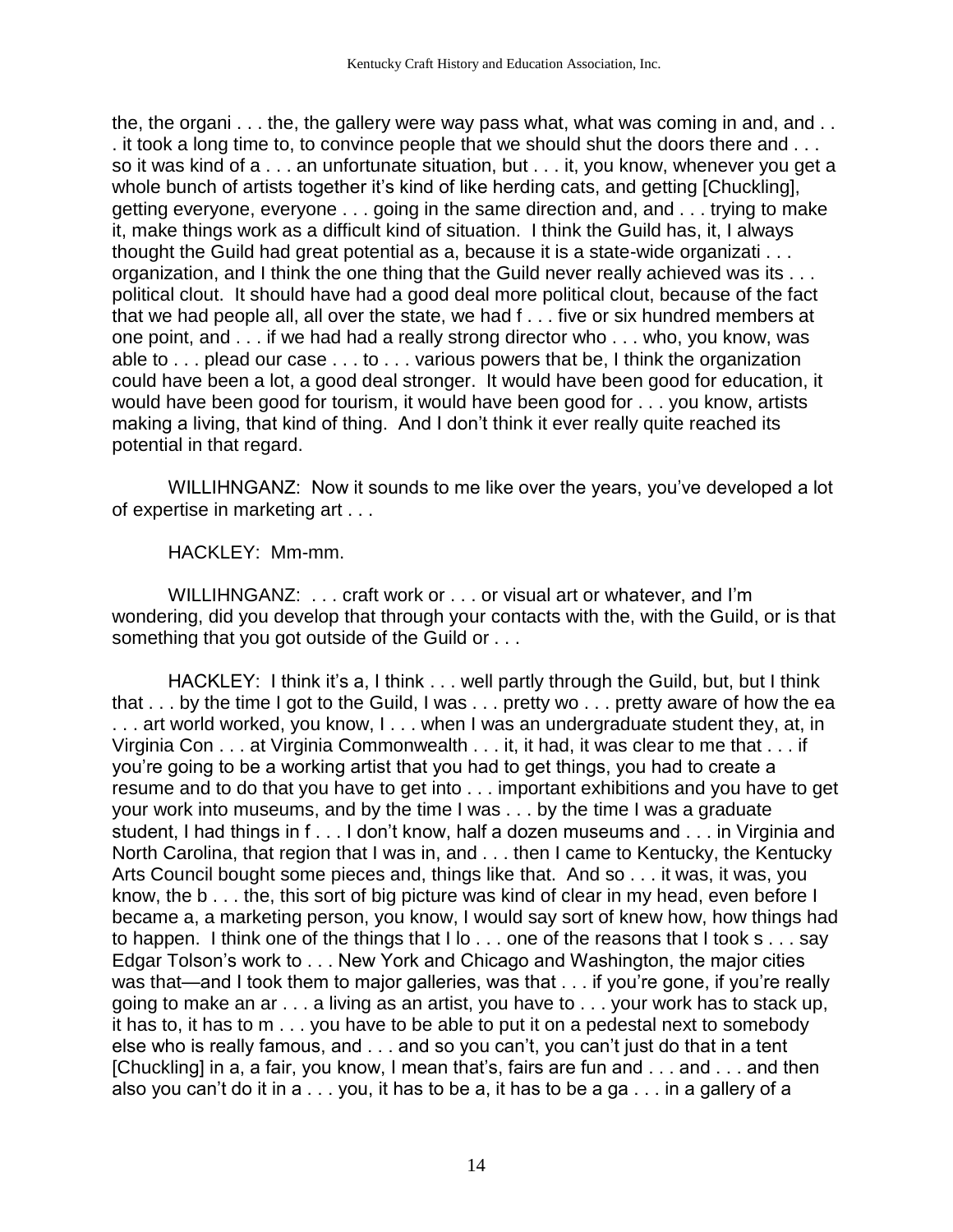the, the organi . . . the, the gallery were way pass what, what was coming in and, and . . . it took a long time to, to convince people that we should shut the doors there and . . . so it was kind of a . . . an unfortunate situation, but . . . it, you know, whenever you get a whole bunch of artists together it's kind of like herding cats, and getting [Chuckling], getting everyone, everyone . . . going in the same direction and, and . . . trying to make it, make things work as a difficult kind of situation. I think the Guild has, it, I always thought the Guild had great potential as a, because it is a state-wide organizati . . . organization, and I think the one thing that the Guild never really achieved was its . . . political clout. It should have had a good deal more political clout, because of the fact that we had people all, all over the state, we had f . . . five or six hundred members at one point, and . . . if we had had a really strong director who . . . who, you know, was able to . . . plead our case . . . to . . . various powers that be, I think the organization could have been a lot, a good deal stronger. It would have been good for education, it would have been good for tourism, it would have been good for . . . you know, artists making a living, that kind of thing. And I don't think it ever really quite reached its potential in that regard.

WILLIHNGANZ: Now it sounds to me like over the years, you've developed a lot of expertise in marketing art . . .

HACKLEY: Mm-mm.

WILLIHNGANZ: . . . craft work or . . . or visual art or whatever, and I'm wondering, did you develop that through your contacts with the, with the Guild, or is that something that you got outside of the Guild or . . .

HACKLEY: I think it's a, I think . . . well partly through the Guild, but, but I think that . . . by the time I got to the Guild, I was . . . pretty wo . . . pretty aware of how the ea . . . art world worked, you know, I . . . when I was an undergraduate student they, at, in Virginia Con . . . at Virginia Commonwealth . . . it, it had, it was clear to me that . . . if you're going to be a working artist that you had to get things, you had to create a resume and to do that you have to get into . . . important exhibitions and you have to get your work into museums, and by the time I was . . . by the time I was a graduate student, I had things in f . . . I don't know, half a dozen museums and . . . in Virginia and North Carolina, that region that I was in, and . . . then I came to Kentucky, the Kentucky Arts Council bought some pieces and, things like that. And so . . . it was, it was, you know, the b . . . the, this sort of big picture was kind of clear in my head, even before I became a, a marketing person, you know, I would say sort of knew how, how things had to happen. I think one of the things that I lo . . . one of the reasons that I took s . . . say Edgar Tolson's work to . . . New York and Chicago and Washington, the major cities was that—and I took them to major galleries, was that . . . if you're gone, if you're really going to make an ar . . . a living as an artist, you have to . . . your work has to stack up, it has to, it has to m . . . you have to be able to put it on a pedestal next to somebody else who is really famous, and . . . and so you can't, you can't just do that in a tent [Chuckling] in a, a fair, you know, I mean that's, fairs are fun and . . . and . . . and then also you can't do it in a . . . you, it has to be a, it has to be a ga . . . in a gallery of a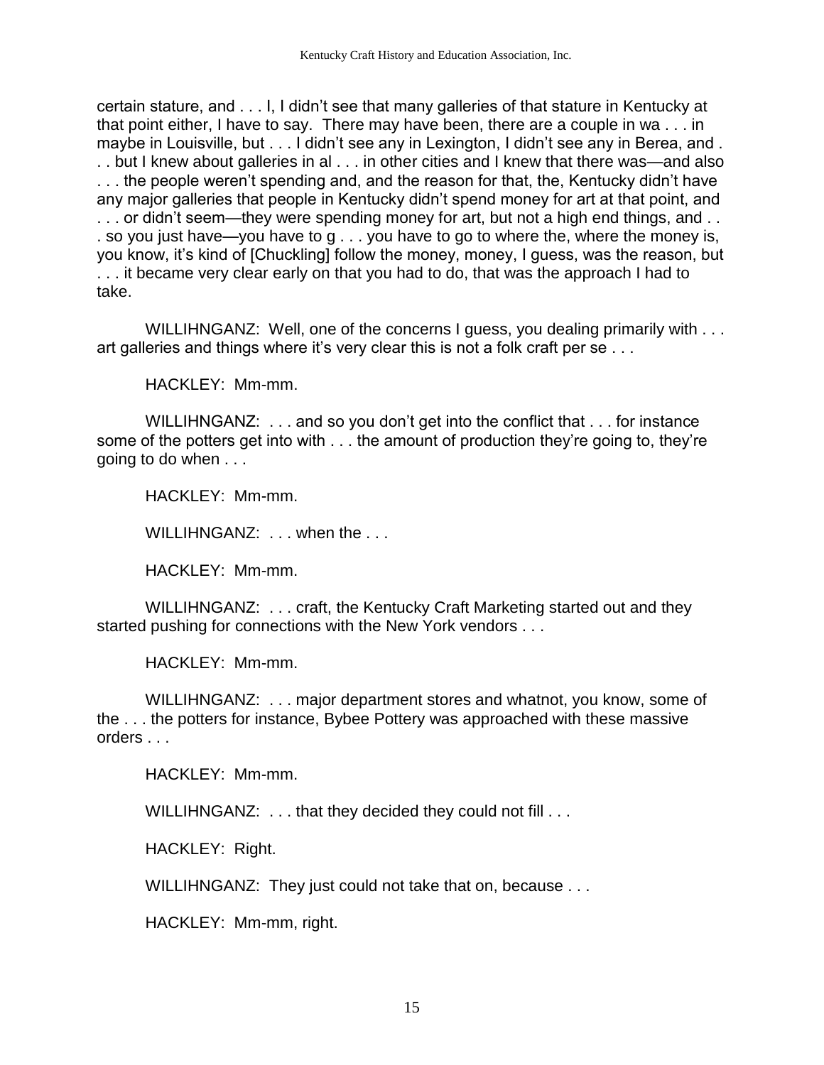certain stature, and . . . I, I didn't see that many galleries of that stature in Kentucky at that point either, I have to say. There may have been, there are a couple in wa . . . in maybe in Louisville, but . . . I didn't see any in Lexington, I didn't see any in Berea, and . . . but I knew about galleries in al . . . in other cities and I knew that there was—and also . . . the people weren't spending and, and the reason for that, the, Kentucky didn't have any major galleries that people in Kentucky didn't spend money for art at that point, and . . . or didn't seem—they were spending money for art, but not a high end things, and . . . so you just have—you have to g . . . you have to go to where the, where the money is, you know, it's kind of [Chuckling] follow the money, money, I guess, was the reason, but . . . it became very clear early on that you had to do, that was the approach I had to take.

WILLIHNGANZ: Well, one of the concerns I guess, you dealing primarily with . . . art galleries and things where it's very clear this is not a folk craft per se . . .

HACKLEY: Mm-mm.

WILLIHNGANZ: . . . and so you don't get into the conflict that . . . for instance some of the potters get into with . . . the amount of production they're going to, they're going to do when . . .

HACKLEY: Mm-mm.

WILLIHNGANZ: . . . when the . . .

HACKLEY: Mm-mm.

WILLIHNGANZ: . . . craft, the Kentucky Craft Marketing started out and they started pushing for connections with the New York vendors . . .

HACKLEY: Mm-mm.

WILLIHNGANZ: . . . major department stores and whatnot, you know, some of the . . . the potters for instance, Bybee Pottery was approached with these massive orders . . .

HACKLEY: Mm-mm.

WILLIHNGANZ: . . . that they decided they could not fill . . .

HACKLEY: Right.

WILLIHNGANZ: They just could not take that on, because . . .

HACKLEY: Mm-mm, right.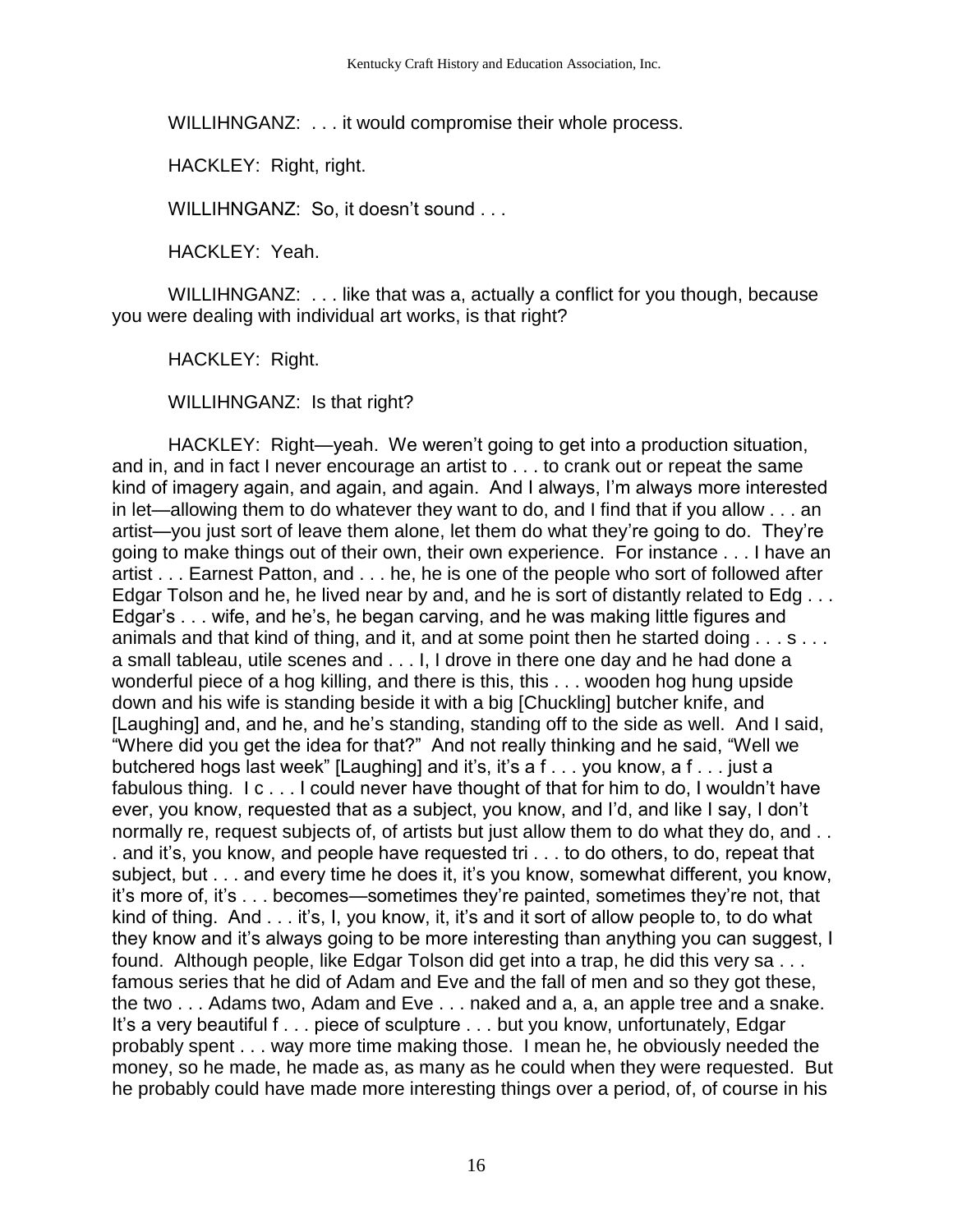WILLIHNGANZ: . . . it would compromise their whole process.

HACKLEY: Right, right.

WILLIHNGANZ: So, it doesn't sound . . .

HACKLEY: Yeah.

WILLIHNGANZ: . . . like that was a, actually a conflict for you though, because you were dealing with individual art works, is that right?

HACKLEY: Right.

WILLIHNGANZ: Is that right?

HACKLEY: Right—yeah. We weren't going to get into a production situation, and in, and in fact I never encourage an artist to . . . to crank out or repeat the same kind of imagery again, and again, and again. And I always, I'm always more interested in let—allowing them to do whatever they want to do, and I find that if you allow . . . an artist—you just sort of leave them alone, let them do what they're going to do. They're going to make things out of their own, their own experience. For instance . . . I have an artist . . . Earnest Patton, and . . . he, he is one of the people who sort of followed after Edgar Tolson and he, he lived near by and, and he is sort of distantly related to Edg . . . Edgar's . . . wife, and he's, he began carving, and he was making little figures and animals and that kind of thing, and it, and at some point then he started doing . . . s . . . a small tableau, utile scenes and . . . I, I drove in there one day and he had done a wonderful piece of a hog killing, and there is this, this . . . wooden hog hung upside down and his wife is standing beside it with a big [Chuckling] butcher knife, and [Laughing] and, and he, and he's standing, standing off to the side as well. And I said, "Where did you get the idea for that?" And not really thinking and he said, "Well we butchered hogs last week" [Laughing] and it's, it's a f . . . you know, a f . . . just a fabulous thing. I c . . . I could never have thought of that for him to do, I wouldn't have ever, you know, requested that as a subject, you know, and I'd, and like I say, I don't normally re, request subjects of, of artists but just allow them to do what they do, and . . . and it's, you know, and people have requested tri . . . to do others, to do, repeat that subject, but . . . and every time he does it, it's you know, somewhat different, you know, it's more of, it's . . . becomes—sometimes they're painted, sometimes they're not, that kind of thing. And . . . it's, I, you know, it, it's and it sort of allow people to, to do what they know and it's always going to be more interesting than anything you can suggest, I found. Although people, like Edgar Tolson did get into a trap, he did this very sa . . . famous series that he did of Adam and Eve and the fall of men and so they got these, the two . . . Adams two, Adam and Eve . . . naked and a, a, an apple tree and a snake. It's a very beautiful f . . . piece of sculpture . . . but you know, unfortunately, Edgar probably spent . . . way more time making those. I mean he, he obviously needed the money, so he made, he made as, as many as he could when they were requested. But he probably could have made more interesting things over a period, of, of course in his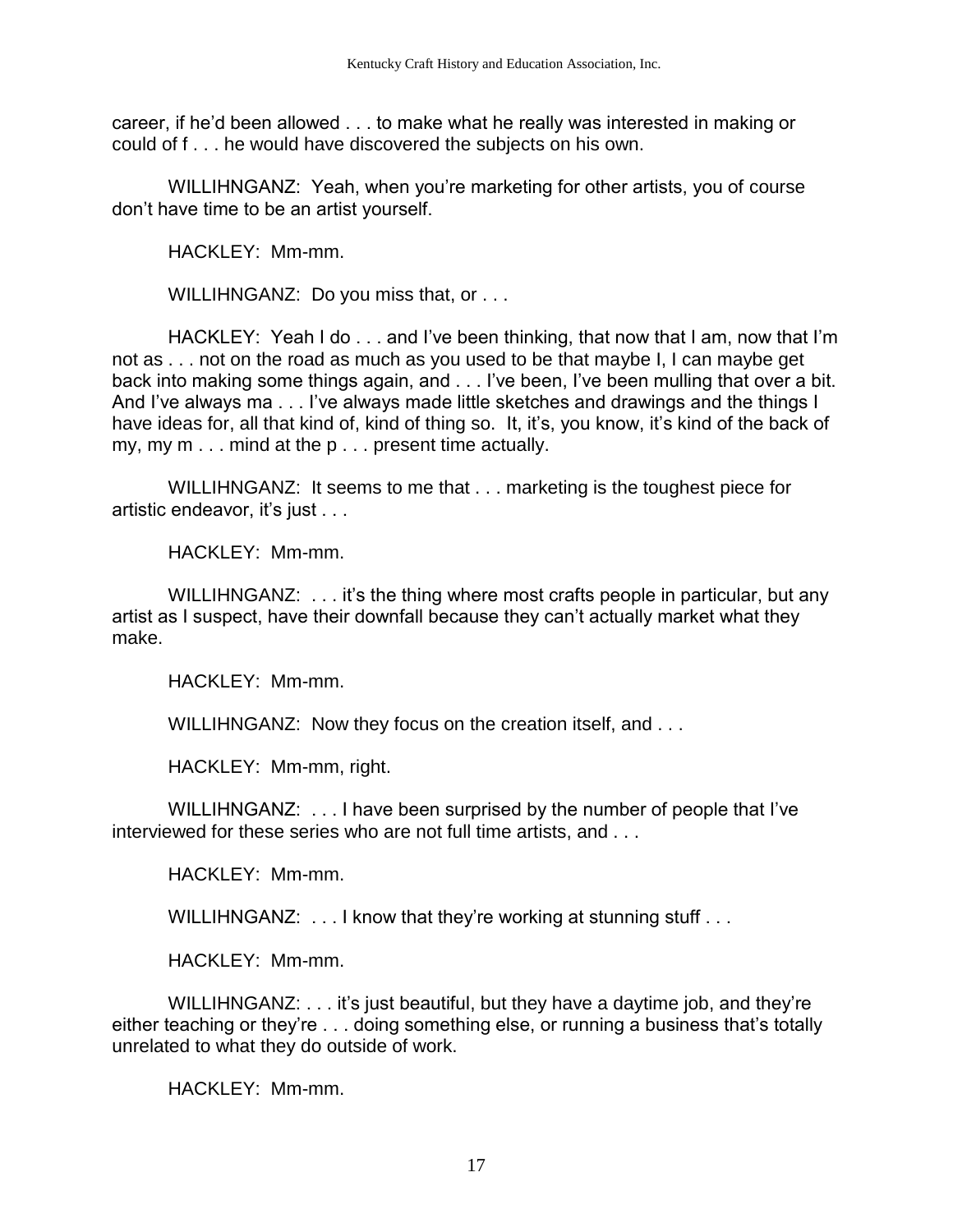career, if he'd been allowed . . . to make what he really was interested in making or could of f . . . he would have discovered the subjects on his own.

WILLIHNGANZ: Yeah, when you're marketing for other artists, you of course don't have time to be an artist yourself.

HACKLEY: Mm-mm.

WILLIHNGANZ: Do you miss that, or . . .

HACKLEY: Yeah I do . . . and I've been thinking, that now that I am, now that I'm not as . . . not on the road as much as you used to be that maybe I, I can maybe get back into making some things again, and . . . I've been, I've been mulling that over a bit. And I've always ma . . . I've always made little sketches and drawings and the things I have ideas for, all that kind of, kind of thing so. It, it's, you know, it's kind of the back of my, my m . . . mind at the p . . . present time actually.

WILLIHNGANZ: It seems to me that . . . marketing is the toughest piece for artistic endeavor, it's just . . .

HACKLEY: Mm-mm.

WILLIHNGANZ: . . . it's the thing where most crafts people in particular, but any artist as I suspect, have their downfall because they can't actually market what they make.

HACKLEY: Mm-mm.

WILLIHNGANZ: Now they focus on the creation itself, and . . .

HACKLEY: Mm-mm, right.

WILLIHNGANZ: . . . I have been surprised by the number of people that I've interviewed for these series who are not full time artists, and . . .

HACKLEY: Mm-mm.

WILLIHNGANZ: . . . I know that they're working at stunning stuff . . .

HACKLEY: Mm-mm.

WILLIHNGANZ: . . . it's just beautiful, but they have a daytime job, and they're either teaching or they're . . . doing something else, or running a business that's totally unrelated to what they do outside of work.

HACKLEY: Mm-mm.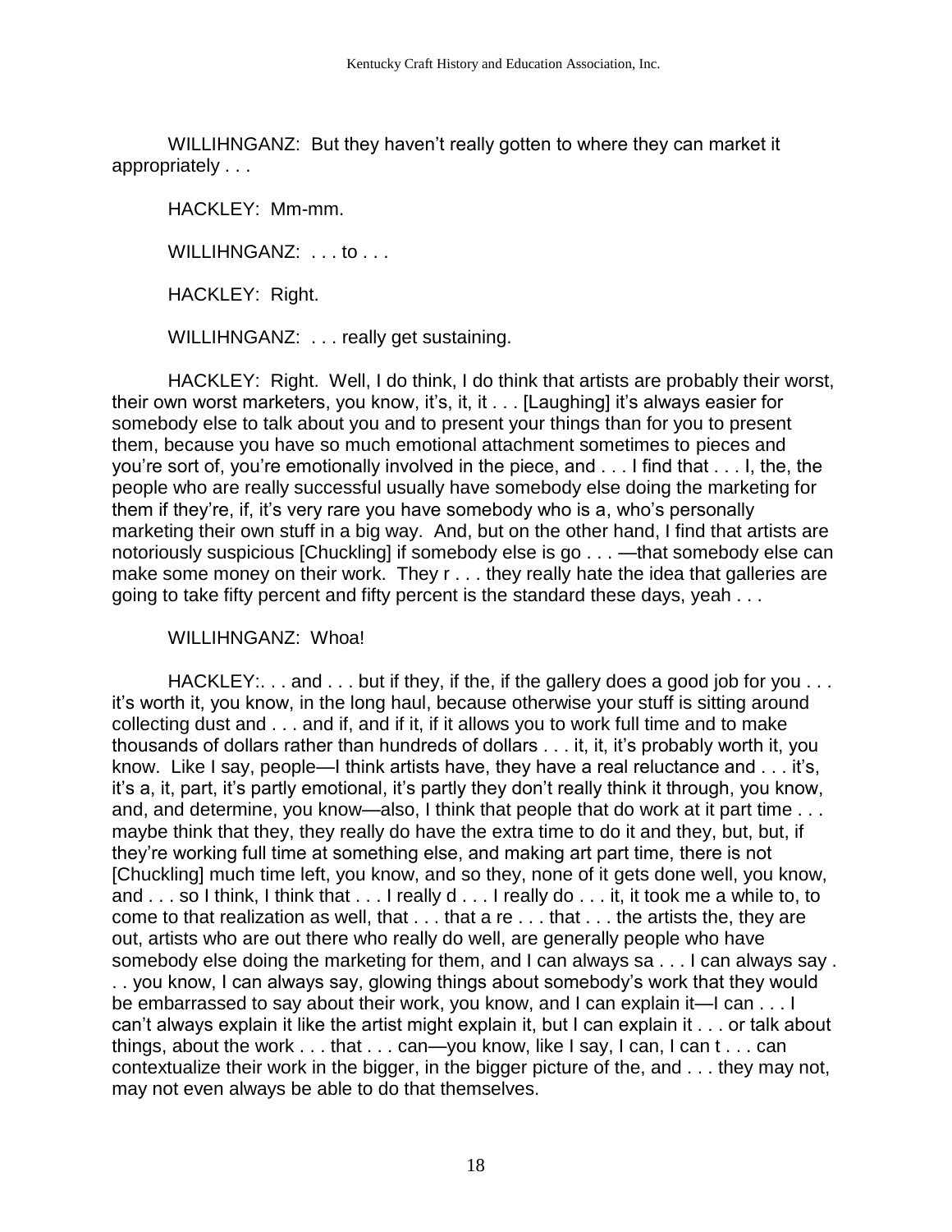WILLIHNGANZ: But they haven't really gotten to where they can market it appropriately . . .

HACKLEY: Mm-mm.

WILLIHNGANZ: . . . to . . .

HACKLEY: Right.

WILLIHNGANZ: . . . really get sustaining.

HACKLEY: Right. Well, I do think, I do think that artists are probably their worst, their own worst marketers, you know, it's, it, it . . . [Laughing] it's always easier for somebody else to talk about you and to present your things than for you to present them, because you have so much emotional attachment sometimes to pieces and you're sort of, you're emotionally involved in the piece, and . . . I find that . . . I, the, the people who are really successful usually have somebody else doing the marketing for them if they're, if, it's very rare you have somebody who is a, who's personally marketing their own stuff in a big way. And, but on the other hand, I find that artists are notoriously suspicious [Chuckling] if somebody else is go . . . —that somebody else can make some money on their work. They r . . . they really hate the idea that galleries are going to take fifty percent and fifty percent is the standard these days, yeah . . .

WILLIHNGANZ: Whoa!

HACKLEY:. . . and . . . but if they, if the, if the gallery does a good job for you . . . it's worth it, you know, in the long haul, because otherwise your stuff is sitting around collecting dust and . . . and if, and if it, if it allows you to work full time and to make thousands of dollars rather than hundreds of dollars . . . it, it, it's probably worth it, you know. Like I say, people—I think artists have, they have a real reluctance and . . . it's, it's a, it, part, it's partly emotional, it's partly they don't really think it through, you know, and, and determine, you know—also, I think that people that do work at it part time . . . maybe think that they, they really do have the extra time to do it and they, but, but, if they're working full time at something else, and making art part time, there is not [Chuckling] much time left, you know, and so they, none of it gets done well, you know, and . . . so I think, I think that . . . I really d . . . I really do . . . it, it took me a while to, to come to that realization as well, that . . . that a re . . . that . . . the artists the, they are out, artists who are out there who really do well, are generally people who have somebody else doing the marketing for them, and I can always sa . . . I can always say . . . you know, I can always say, glowing things about somebody's work that they would be embarrassed to say about their work, you know, and I can explain it—I can . . . I can't always explain it like the artist might explain it, but I can explain it . . . or talk about things, about the work . . . that . . . can—you know, like I say, I can, I can t . . . can contextualize their work in the bigger, in the bigger picture of the, and . . . they may not, may not even always be able to do that themselves.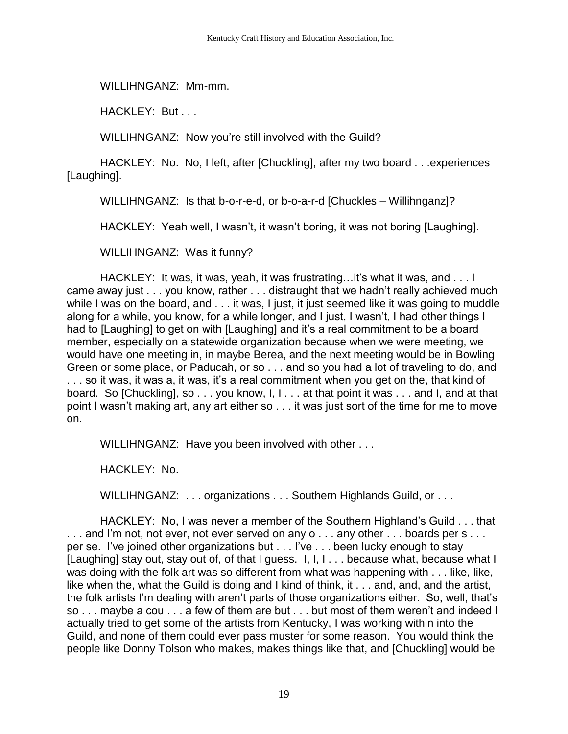WILLIHNGANZ: Mm-mm.

HACKLEY: But . . .

WILLIHNGANZ: Now you're still involved with the Guild?

HACKLEY: No. No, I left, after [Chuckling], after my two board . . .experiences [Laughing].

WILLIHNGANZ: Is that b-o-r-e-d, or b-o-a-r-d [Chuckles – Willihnganz]?

HACKLEY: Yeah well, I wasn't, it wasn't boring, it was not boring [Laughing].

WILLIHNGANZ: Was it funny?

HACKLEY: It was, it was, yeah, it was frustrating…it's what it was, and . . . I came away just . . . you know, rather . . . distraught that we hadn't really achieved much while I was on the board, and . . . it was, I just, it just seemed like it was going to muddle along for a while, you know, for a while longer, and I just, I wasn't, I had other things I had to [Laughing] to get on with [Laughing] and it's a real commitment to be a board member, especially on a statewide organization because when we were meeting, we would have one meeting in, in maybe Berea, and the next meeting would be in Bowling Green or some place, or Paducah, or so . . . and so you had a lot of traveling to do, and . . . so it was, it was a, it was, it's a real commitment when you get on the, that kind of board. So [Chuckling], so . . . you know, I, I . . . at that point it was . . . and I, and at that point I wasn't making art, any art either so . . . it was just sort of the time for me to move on.

WILLIHNGANZ: Have you been involved with other . . .

HACKLEY: No.

WILLIHNGANZ: . . . organizations . . . Southern Highlands Guild, or . . .

HACKLEY: No, I was never a member of the Southern Highland's Guild . . . that . . . and I'm not, not ever, not ever served on any o . . . any other . . . boards per s . . . per se. I've joined other organizations but . . . I've . . . been lucky enough to stay [Laughing] stay out, stay out of, of that I guess. I, I, I . . . because what, because what I was doing with the folk art was so different from what was happening with . . . like, like, like when the, what the Guild is doing and I kind of think, it . . . and, and, and the artist, the folk artists I'm dealing with aren't parts of those organizations either. So, well, that's so . . . maybe a cou . . . a few of them are but . . . but most of them weren't and indeed I actually tried to get some of the artists from Kentucky, I was working within into the Guild, and none of them could ever pass muster for some reason. You would think the people like Donny Tolson who makes, makes things like that, and [Chuckling] would be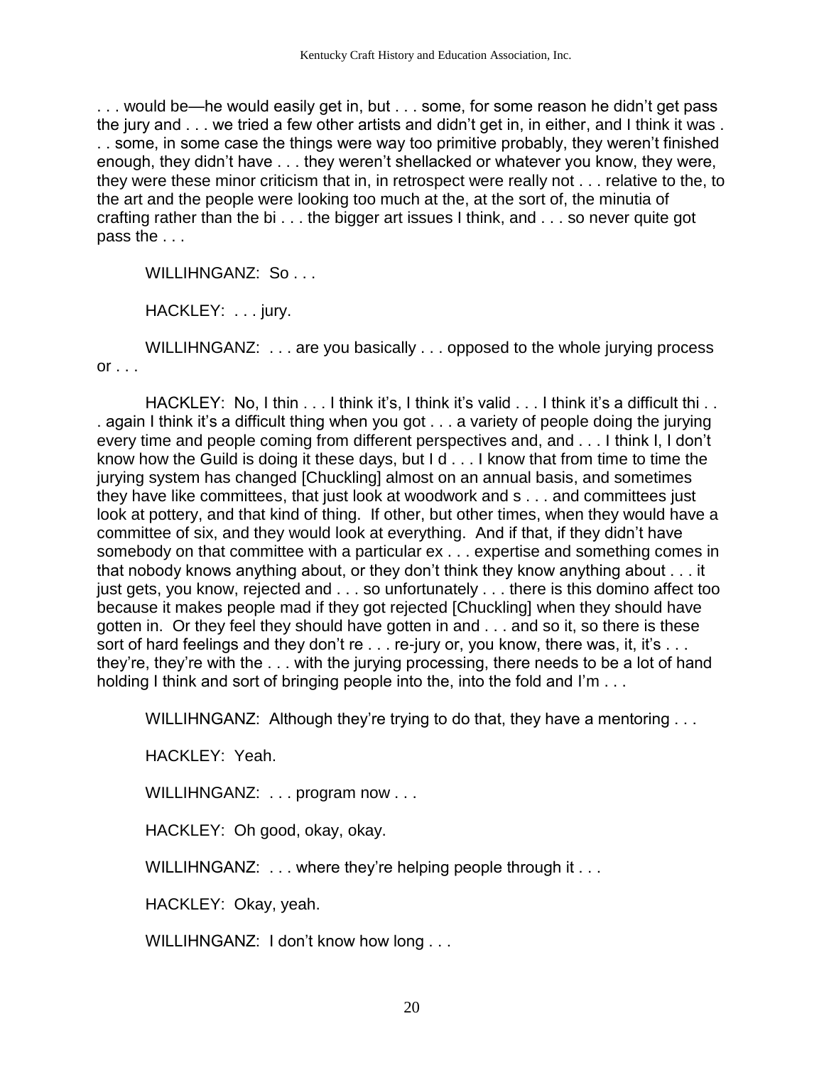. . . would be—he would easily get in, but . . . some, for some reason he didn't get pass the jury and . . . we tried a few other artists and didn't get in, in either, and I think it was . . . some, in some case the things were way too primitive probably, they weren't finished enough, they didn't have . . . they weren't shellacked or whatever you know, they were, they were these minor criticism that in, in retrospect were really not . . . relative to the, to the art and the people were looking too much at the, at the sort of, the minutia of crafting rather than the bi . . . the bigger art issues I think, and . . . so never quite got pass the . . .

WILLIHNGANZ: So . . .

HACKLEY: . . . jury.

WILLIHNGANZ: . . . are you basically . . . opposed to the whole jurying process or . . .

HACKLEY: No, I thin . . . I think it's, I think it's valid . . . I think it's a difficult thi . . . again I think it's a difficult thing when you got . . . a variety of people doing the jurying every time and people coming from different perspectives and, and . . . I think I, I don't know how the Guild is doing it these days, but I d . . . I know that from time to time the jurying system has changed [Chuckling] almost on an annual basis, and sometimes they have like committees, that just look at woodwork and s . . . and committees just look at pottery, and that kind of thing. If other, but other times, when they would have a committee of six, and they would look at everything. And if that, if they didn't have somebody on that committee with a particular ex . . . expertise and something comes in that nobody knows anything about, or they don't think they know anything about . . . it just gets, you know, rejected and . . . so unfortunately . . . there is this domino affect too because it makes people mad if they got rejected [Chuckling] when they should have gotten in. Or they feel they should have gotten in and . . . and so it, so there is these sort of hard feelings and they don't re . . . re-jury or, you know, there was, it, it's . . . they're, they're with the . . . with the jurying processing, there needs to be a lot of hand holding I think and sort of bringing people into the, into the fold and I'm . . .

WILLIHNGANZ: Although they're trying to do that, they have a mentoring . . .

HACKLEY: Yeah.

WILLIHNGANZ: . . . program now . . .

HACKLEY: Oh good, okay, okay.

WILLIHNGANZ: . . . where they're helping people through it . . .

HACKLEY: Okay, yeah.

WILLIHNGANZ: I don't know how long . . .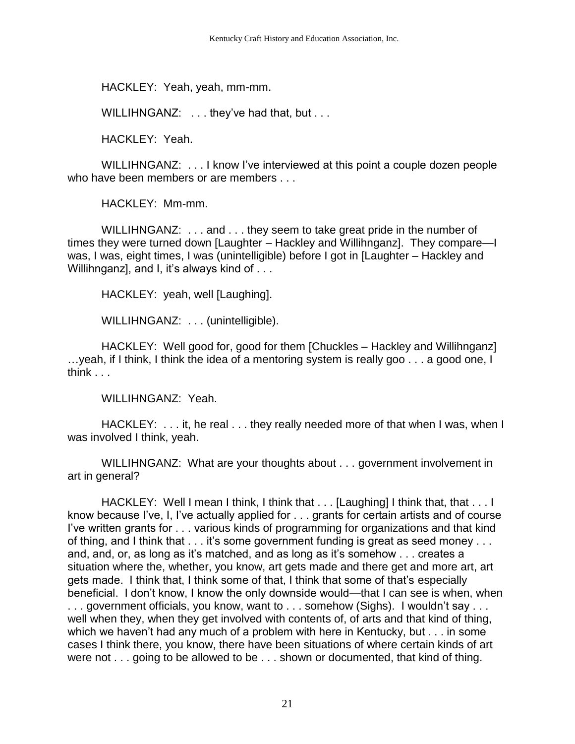HACKLEY: Yeah, yeah, mm-mm.

WILLIHNGANZ: . . . they've had that, but . . .

HACKLEY: Yeah.

WILLIHNGANZ: . . . I know I've interviewed at this point a couple dozen people who have been members or are members . . .

HACKLEY: Mm-mm.

WILLIHNGANZ: . . . and . . . they seem to take great pride in the number of times they were turned down [Laughter – Hackley and Willihnganz]. They compare—I was, I was, eight times, I was (unintelligible) before I got in [Laughter – Hackley and Willihnganz], and I, it's always kind of . . .

HACKLEY: yeah, well [Laughing].

WILLIHNGANZ: . . . (unintelligible).

HACKLEY: Well good for, good for them [Chuckles – Hackley and Willihnganz] …yeah, if I think, I think the idea of a mentoring system is really goo . . . a good one, I think . . .

WILLIHNGANZ: Yeah.

HACKLEY: . . . it, he real . . . they really needed more of that when I was, when I was involved I think, yeah.

WILLIHNGANZ: What are your thoughts about . . . government involvement in art in general?

HACKLEY: Well I mean I think, I think that . . . [Laughing] I think that, that . . . I know because I've, I, I've actually applied for . . . grants for certain artists and of course I've written grants for . . . various kinds of programming for organizations and that kind of thing, and I think that . . . it's some government funding is great as seed money . . . and, and, or, as long as it's matched, and as long as it's somehow . . . creates a situation where the, whether, you know, art gets made and there get and more art, art gets made. I think that, I think some of that, I think that some of that's especially beneficial. I don't know, I know the only downside would—that I can see is when, when . . . government officials, you know, want to . . . somehow (Sighs). I wouldn't say . . . well when they, when they get involved with contents of, of arts and that kind of thing, which we haven't had any much of a problem with here in Kentucky, but . . . in some cases I think there, you know, there have been situations of where certain kinds of art were not . . . going to be allowed to be . . . shown or documented, that kind of thing.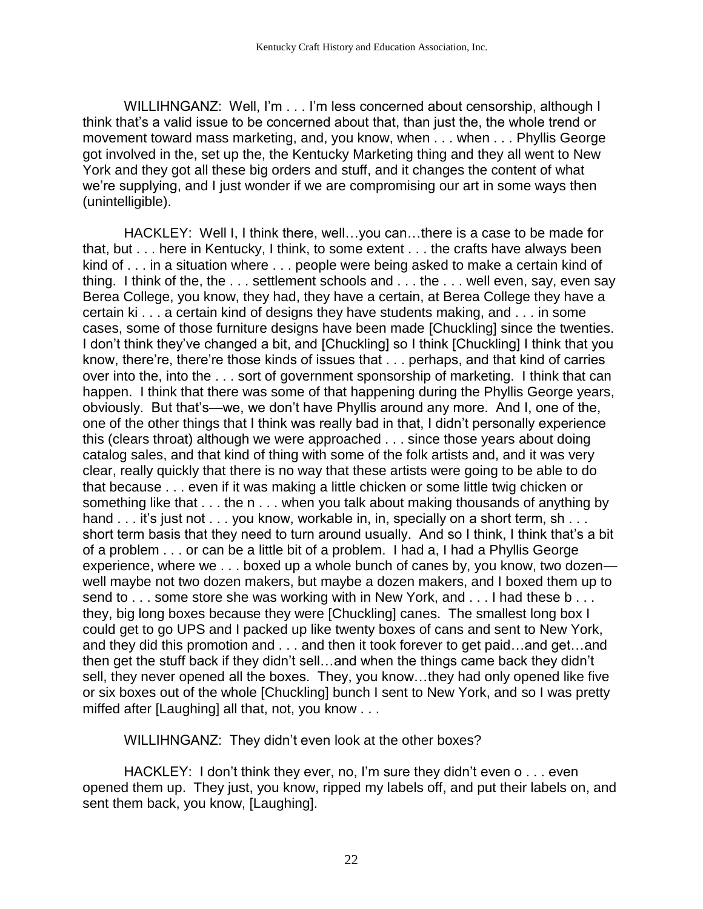WILLIHNGANZ: Well, I'm . . . I'm less concerned about censorship, although I think that's a valid issue to be concerned about that, than just the, the whole trend or movement toward mass marketing, and, you know, when . . . when . . . Phyllis George got involved in the, set up the, the Kentucky Marketing thing and they all went to New York and they got all these big orders and stuff, and it changes the content of what we're supplying, and I just wonder if we are compromising our art in some ways then (unintelligible).

HACKLEY: Well I, I think there, well…you can…there is a case to be made for that, but . . . here in Kentucky, I think, to some extent . . . the crafts have always been kind of . . . in a situation where . . . people were being asked to make a certain kind of thing. I think of the, the . . . settlement schools and . . . the . . . well even, say, even say Berea College, you know, they had, they have a certain, at Berea College they have a certain ki . . . a certain kind of designs they have students making, and . . . in some cases, some of those furniture designs have been made [Chuckling] since the twenties. I don't think they've changed a bit, and [Chuckling] so I think [Chuckling] I think that you know, there're, there're those kinds of issues that . . . perhaps, and that kind of carries over into the, into the . . . sort of government sponsorship of marketing. I think that can happen. I think that there was some of that happening during the Phyllis George years, obviously. But that's—we, we don't have Phyllis around any more. And I, one of the, one of the other things that I think was really bad in that, I didn't personally experience this (clears throat) although we were approached . . . since those years about doing catalog sales, and that kind of thing with some of the folk artists and, and it was very clear, really quickly that there is no way that these artists were going to be able to do that because . . . even if it was making a little chicken or some little twig chicken or something like that . . . the n . . . when you talk about making thousands of anything by hand . . . it's just not . . . you know, workable in, in, specially on a short term, sh . . . short term basis that they need to turn around usually. And so I think, I think that's a bit of a problem . . . or can be a little bit of a problem. I had a, I had a Phyllis George experience, where we . . . boxed up a whole bunch of canes by, you know, two dozen—well maybe not two dozen makers, but maybe a dozen makers, and I boxed them up to send to . . . some store she was working with in New York, and . . . I had these b . . . they, big long boxes because they were [Chuckling] canes. The smallest long box I could get to go UPS and I packed up like twenty boxes of cans and sent to New York, and they did this promotion and . . . and then it took forever to get paid…and get…and then get the stuff back if they didn't sell…and when the things came back they didn't sell, they never opened all the boxes. They, you know…they had only opened like five or six boxes out of the whole [Chuckling] bunch I sent to New York, and so I was pretty miffed after [Laughing] all that, not, you know . . .

WILLIHNGANZ: They didn't even look at the other boxes?

HACKLEY: I don't think they ever, no, I'm sure they didn't even o . . . even opened them up. They just, you know, ripped my labels off, and put their labels on, and sent them back, you know, [Laughing].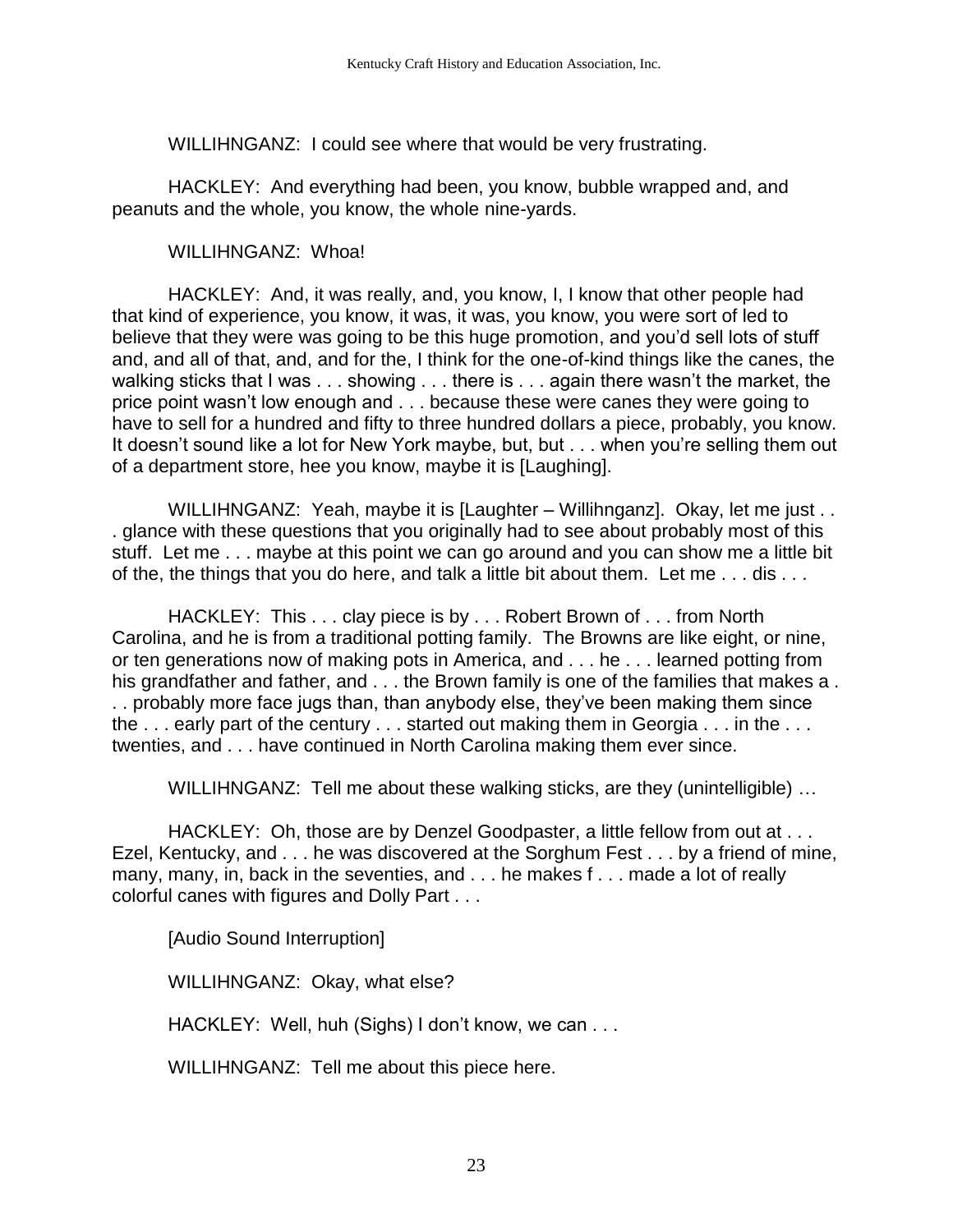WILLIHNGANZ: I could see where that would be very frustrating.

HACKLEY: And everything had been, you know, bubble wrapped and, and peanuts and the whole, you know, the whole nine-yards.

WILLIHNGANZ: Whoa!

HACKLEY: And, it was really, and, you know, I, I know that other people had that kind of experience, you know, it was, it was, you know, you were sort of led to believe that they were was going to be this huge promotion, and you'd sell lots of stuff and, and all of that, and, and for the, I think for the one-of-kind things like the canes, the walking sticks that I was . . . showing . . . there is . . . again there wasn't the market, the price point wasn't low enough and . . . because these were canes they were going to have to sell for a hundred and fifty to three hundred dollars a piece, probably, you know. It doesn't sound like a lot for New York maybe, but, but . . . when you're selling them out of a department store, hee you know, maybe it is [Laughing].

WILLIHNGANZ: Yeah, maybe it is [Laughter – Willihnganz]. Okay, let me just . . . glance with these questions that you originally had to see about probably most of this stuff. Let me . . . maybe at this point we can go around and you can show me a little bit of the, the things that you do here, and talk a little bit about them. Let me . . . dis . . .

HACKLEY: This . . . clay piece is by . . . Robert Brown of . . . from North Carolina, and he is from a traditional potting family. The Browns are like eight, or nine, or ten generations now of making pots in America, and . . . he . . . learned potting from his grandfather and father, and . . . the Brown family is one of the families that makes a . . . probably more face jugs than, than anybody else, they've been making them since the . . . early part of the century . . . started out making them in Georgia . . . in the . . . twenties, and . . . have continued in North Carolina making them ever since.

WILLIHNGANZ: Tell me about these walking sticks, are they (unintelligible) …

HACKLEY: Oh, those are by Denzel Goodpaster, a little fellow from out at . . . Ezel, Kentucky, and . . . he was discovered at the Sorghum Fest . . . by a friend of mine, many, many, in, back in the seventies, and . . . he makes f . . . made a lot of really colorful canes with figures and Dolly Part . . .

[Audio Sound Interruption]

WILLIHNGANZ: Okay, what else?

HACKLEY: Well, huh (Sighs) I don't know, we can . . .

WILLIHNGANZ: Tell me about this piece here.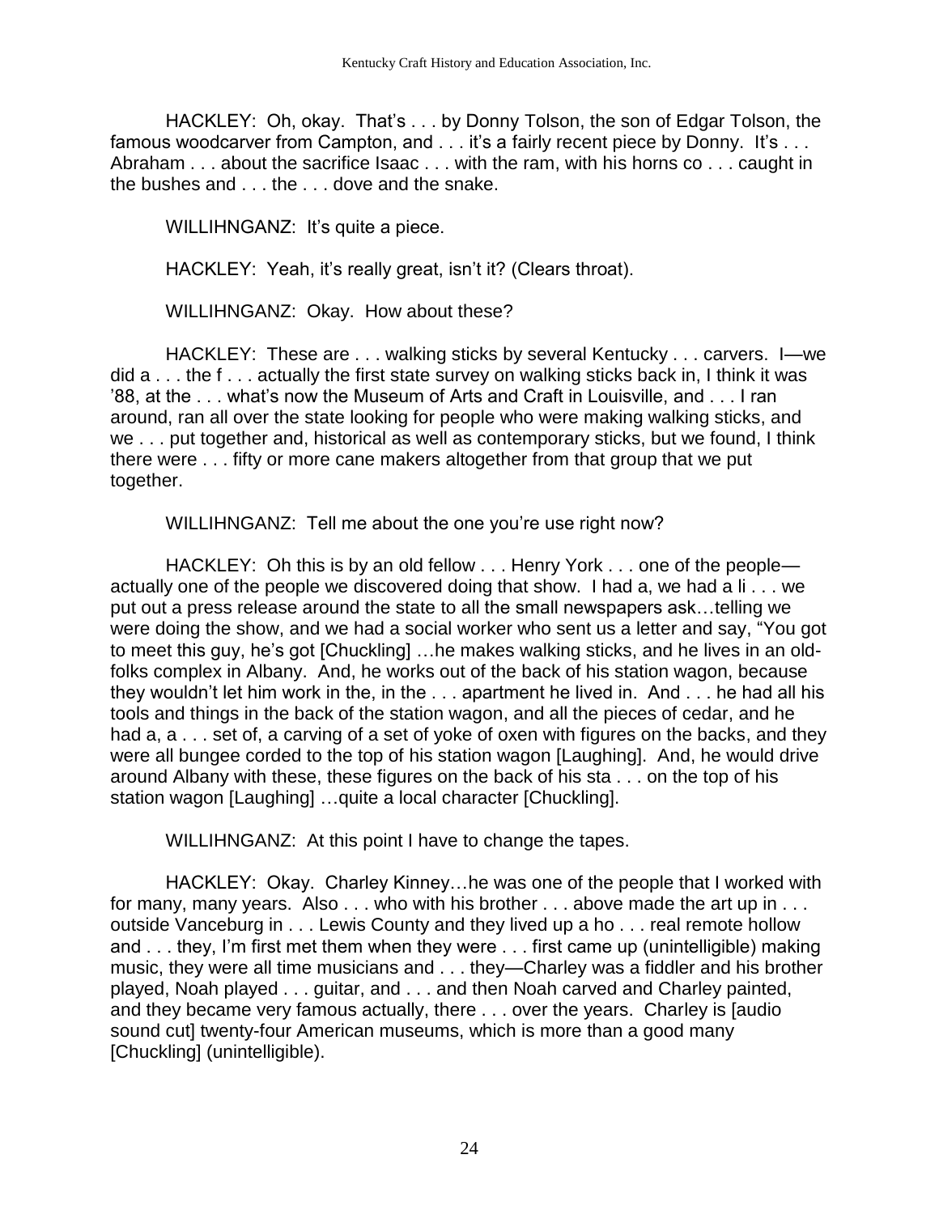HACKLEY: Oh, okay. That's . . . by Donny Tolson, the son of Edgar Tolson, the famous woodcarver from Campton, and . . . it's a fairly recent piece by Donny. It's . . . Abraham . . . about the sacrifice Isaac . . . with the ram, with his horns co . . . caught in the bushes and . . . the . . . dove and the snake.

WILLIHNGANZ: It's quite a piece.

HACKLEY: Yeah, it's really great, isn't it? (Clears throat).

WILLIHNGANZ: Okay. How about these?

HACKLEY: These are . . . walking sticks by several Kentucky . . . carvers. I—we did a . . . the f . . . actually the first state survey on walking sticks back in, I think it was '88, at the . . . what's now the Museum of Arts and Craft in Louisville, and . . . I ran around, ran all over the state looking for people who were making walking sticks, and we . . . put together and, historical as well as contemporary sticks, but we found, I think there were . . . fifty or more cane makers altogether from that group that we put together.

WILLIHNGANZ: Tell me about the one you're use right now?

HACKLEY: Oh this is by an old fellow . . . Henry York . . . one of the people—actually one of the people we discovered doing that show. I had a, we had a li . . . we put out a press release around the state to all the small newspapers ask…telling we were doing the show, and we had a social worker who sent us a letter and say, "You got to meet this guy, he's got [Chuckling] …he makes walking sticks, and he lives in an old-folks complex in Albany. And, he works out of the back of his station wagon, because they wouldn't let him work in the, in the . . . apartment he lived in. And . . . he had all his tools and things in the back of the station wagon, and all the pieces of cedar, and he had a, a . . . set of, a carving of a set of yoke of oxen with figures on the backs, and they were all bungee corded to the top of his station wagon [Laughing]. And, he would drive around Albany with these, these figures on the back of his sta . . . on the top of his station wagon [Laughing] …quite a local character [Chuckling].

WILLIHNGANZ: At this point I have to change the tapes.

HACKLEY: Okay. Charley Kinney…he was one of the people that I worked with for many, many years. Also . . . who with his brother . . . above made the art up in . . . outside Vanceburg in . . . Lewis County and they lived up a ho . . . real remote hollow and . . . they, I'm first met them when they were . . . first came up (unintelligible) making music, they were all time musicians and . . . they—Charley was a fiddler and his brother played, Noah played . . . guitar, and . . . and then Noah carved and Charley painted, and they became very famous actually, there . . . over the years. Charley is [audio sound cut] twenty-four American museums, which is more than a good many [Chuckling] (unintelligible).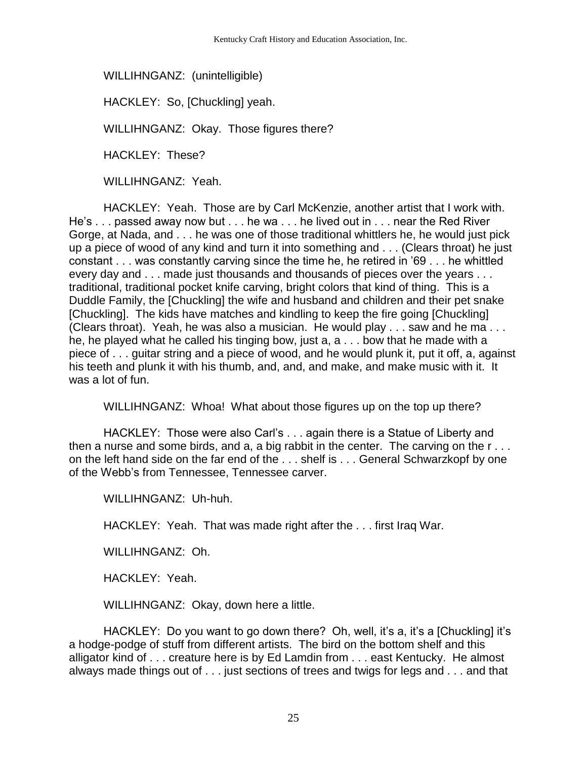WILLIHNGANZ: (unintelligible)

HACKLEY: So, [Chuckling] yeah.

WILLIHNGANZ: Okay. Those figures there?

HACKLEY: These?

WILLIHNGANZ: Yeah.

HACKLEY: Yeah. Those are by Carl McKenzie, another artist that I work with. He's . . . passed away now but . . . he wa . . . he lived out in . . . near the Red River Gorge, at Nada, and . . . he was one of those traditional whittlers he, he would just pick up a piece of wood of any kind and turn it into something and . . . (Clears throat) he just constant . . . was constantly carving since the time he, he retired in '69 . . . he whittled every day and . . . made just thousands and thousands of pieces over the years . . . traditional, traditional pocket knife carving, bright colors that kind of thing. This is a Duddle Family, the [Chuckling] the wife and husband and children and their pet snake [Chuckling]. The kids have matches and kindling to keep the fire going [Chuckling] (Clears throat). Yeah, he was also a musician. He would play . . . saw and he ma . . . he, he played what he called his tinging bow, just a, a . . . bow that he made with a piece of . . . guitar string and a piece of wood, and he would plunk it, put it off, a, against his teeth and plunk it with his thumb, and, and, and make, and make music with it. It was a lot of fun.

WILLIHNGANZ: Whoa! What about those figures up on the top up there?

HACKLEY: Those were also Carl's . . . again there is a Statue of Liberty and then a nurse and some birds, and a, a big rabbit in the center. The carving on the r . . . on the left hand side on the far end of the . . . shelf is . . . General Schwarzkopf by one of the Webb's from Tennessee, Tennessee carver.

WILLIHNGANZ: Uh-huh.

HACKLEY: Yeah. That was made right after the . . . first Iraq War.

WILLIHNGANZ: Oh.

HACKLEY: Yeah.

WILLIHNGANZ: Okay, down here a little.

HACKLEY: Do you want to go down there? Oh, well, it's a, it's a [Chuckling] it's a hodge-podge of stuff from different artists. The bird on the bottom shelf and this alligator kind of . . . creature here is by Ed Lamdin from . . . east Kentucky. He almost always made things out of . . . just sections of trees and twigs for legs and . . . and that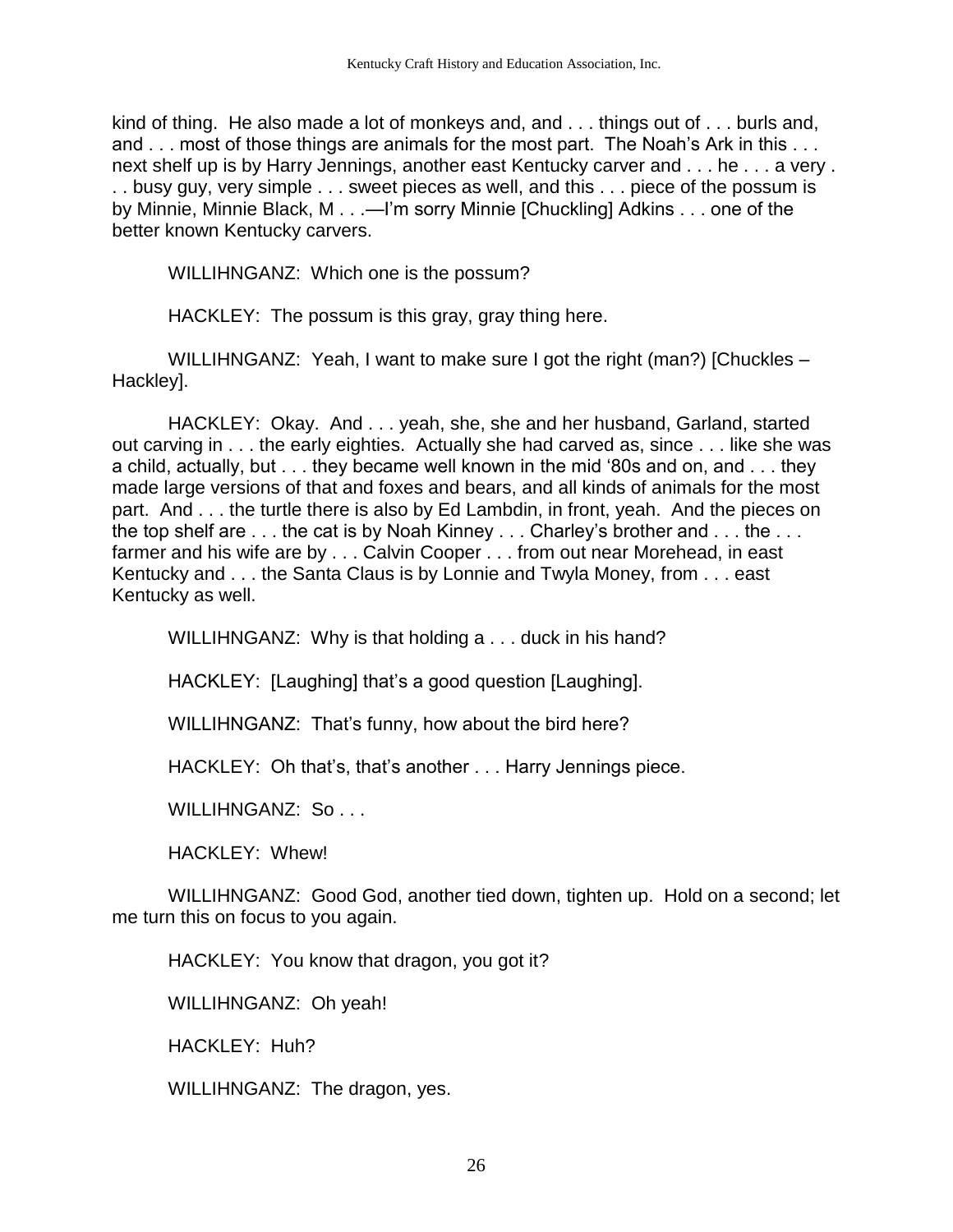kind of thing. He also made a lot of monkeys and, and . . . things out of . . . burls and, and . . . most of those things are animals for the most part. The Noah's Ark in this . . . next shelf up is by Harry Jennings, another east Kentucky carver and . . . he . . . a very . . . busy guy, very simple . . . sweet pieces as well, and this . . . piece of the possum is by Minnie, Minnie Black, M . . .—I'm sorry Minnie [Chuckling] Adkins . . . one of the better known Kentucky carvers.

WILLIHNGANZ: Which one is the possum?

HACKLEY: The possum is this gray, gray thing here.

WILLIHNGANZ: Yeah, I want to make sure I got the right (man?) [Chuckles – Hackley].

HACKLEY: Okay. And . . . yeah, she, she and her husband, Garland, started out carving in . . . the early eighties. Actually she had carved as, since . . . like she was a child, actually, but . . . they became well known in the mid '80s and on, and . . . they made large versions of that and foxes and bears, and all kinds of animals for the most part. And . . . the turtle there is also by Ed Lambdin, in front, yeah. And the pieces on the top shelf are . . . the cat is by Noah Kinney . . . Charley's brother and . . . the . . . farmer and his wife are by . . . Calvin Cooper . . . from out near Morehead, in east Kentucky and . . . the Santa Claus is by Lonnie and Twyla Money, from . . . east Kentucky as well.

WILLIHNGANZ: Why is that holding a . . . duck in his hand?

HACKLEY: [Laughing] that's a good question [Laughing].

WILLIHNGANZ: That's funny, how about the bird here?

HACKLEY: Oh that's, that's another . . . Harry Jennings piece.

WILLIHNGANZ: So . . .

HACKLEY: Whew!

WILLIHNGANZ: Good God, another tied down, tighten up. Hold on a second; let me turn this on focus to you again.

HACKLEY: You know that dragon, you got it?

WILLIHNGANZ: Oh yeah!

HACKLEY: Huh?

WILLIHNGANZ: The dragon, yes.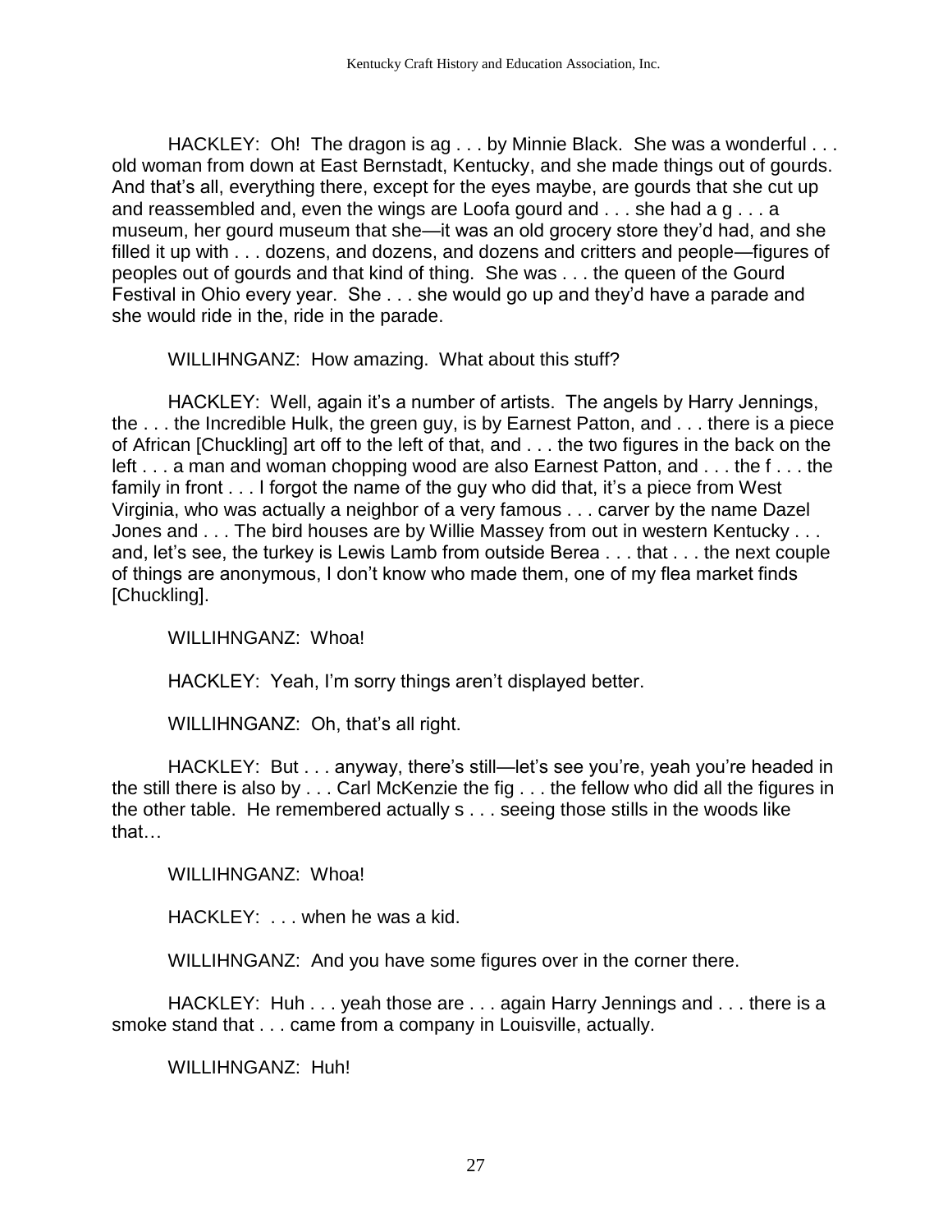HACKLEY: Oh! The dragon is ag . . . by Minnie Black. She was a wonderful . . . old woman from down at East Bernstadt, Kentucky, and she made things out of gourds. And that's all, everything there, except for the eyes maybe, are gourds that she cut up and reassembled and, even the wings are Loofa gourd and . . . she had a g . . . a museum, her gourd museum that she—it was an old grocery store they'd had, and she filled it up with . . . dozens, and dozens, and dozens and critters and people—figures of peoples out of gourds and that kind of thing. She was . . . the queen of the Gourd Festival in Ohio every year. She . . . she would go up and they'd have a parade and she would ride in the, ride in the parade.

WILLIHNGANZ: How amazing. What about this stuff?

HACKLEY: Well, again it's a number of artists. The angels by Harry Jennings, the . . . the Incredible Hulk, the green guy, is by Earnest Patton, and . . . there is a piece of African [Chuckling] art off to the left of that, and . . . the two figures in the back on the left . . . a man and woman chopping wood are also Earnest Patton, and . . . the f . . . the family in front . . . I forgot the name of the guy who did that, it's a piece from West Virginia, who was actually a neighbor of a very famous . . . carver by the name Dazel Jones and . . . The bird houses are by Willie Massey from out in western Kentucky . . . and, let's see, the turkey is Lewis Lamb from outside Berea . . . that . . . the next couple of things are anonymous, I don't know who made them, one of my flea market finds [Chuckling].

WILLIHNGANZ: Whoa!

HACKLEY: Yeah, I'm sorry things aren't displayed better.

WILLIHNGANZ: Oh, that's all right.

HACKLEY: But . . . anyway, there's still—let's see you're, yeah you're headed in the still there is also by . . . Carl McKenzie the fig . . . the fellow who did all the figures in the other table. He remembered actually s . . . seeing those stills in the woods like that…

WILLIHNGANZ: Whoa!

HACKLEY: . . . when he was a kid.

WILLIHNGANZ: And you have some figures over in the corner there.

HACKLEY: Huh . . . yeah those are . . . again Harry Jennings and . . . there is a smoke stand that . . . came from a company in Louisville, actually.

WILLIHNGANZ: Huh!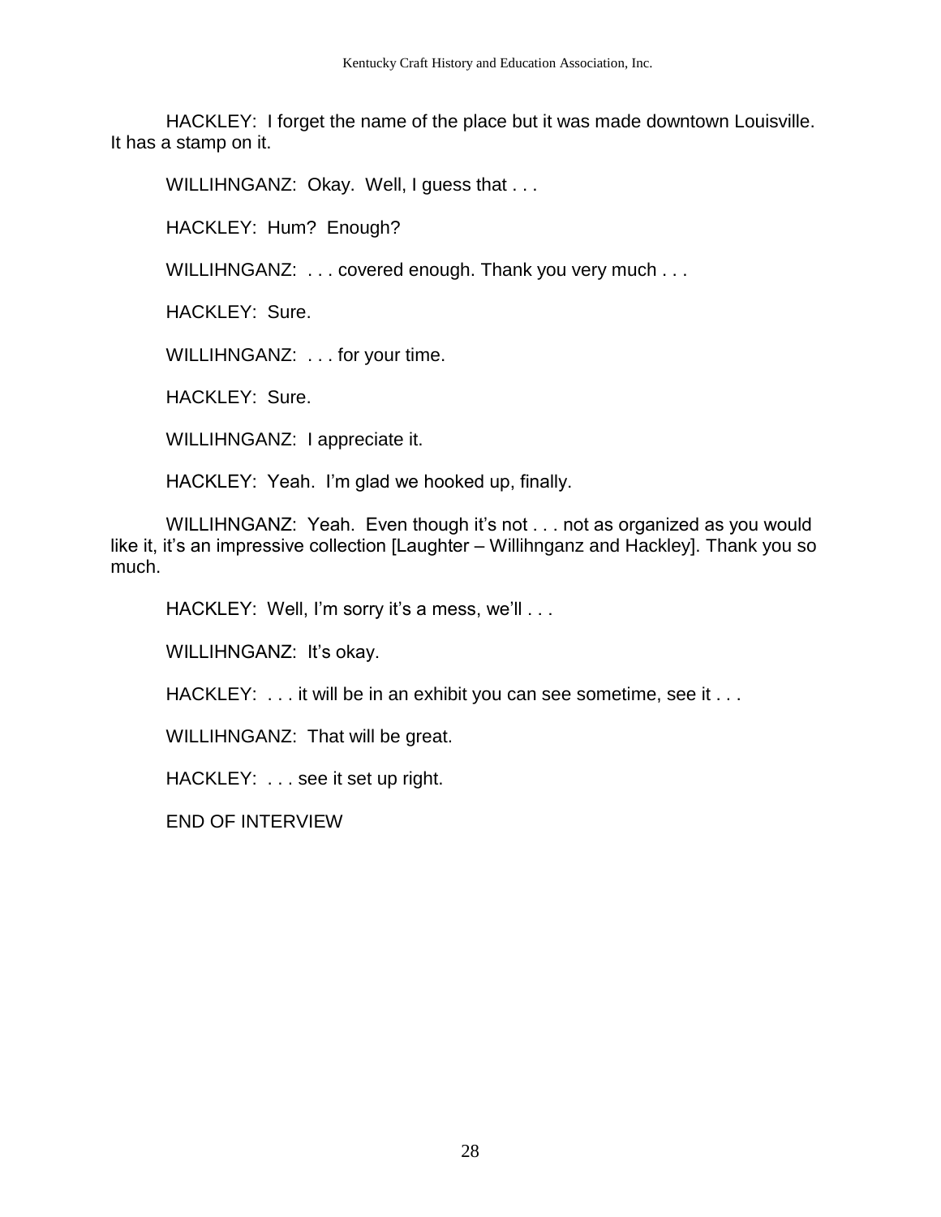HACKLEY: I forget the name of the place but it was made downtown Louisville. It has a stamp on it.

WILLIHNGANZ: Okay. Well, I guess that . . .

HACKLEY: Hum? Enough?

WILLIHNGANZ: . . . covered enough. Thank you very much . . .

HACKLEY: Sure.

WILLIHNGANZ: . . . for your time.

HACKLEY: Sure.

WILLIHNGANZ: I appreciate it.

HACKLEY: Yeah. I'm glad we hooked up, finally.

WILLIHNGANZ: Yeah. Even though it's not . . . not as organized as you would like it, it's an impressive collection [Laughter – Willihnganz and Hackley]. Thank you so much.

HACKLEY: Well, I'm sorry it's a mess, we'll . . .

WILLIHNGANZ: It's okay.

HACKLEY: . . . it will be in an exhibit you can see sometime, see it . . .

WILLIHNGANZ: That will be great.

HACKLEY: . . . see it set up right.

END OF INTERVIEW